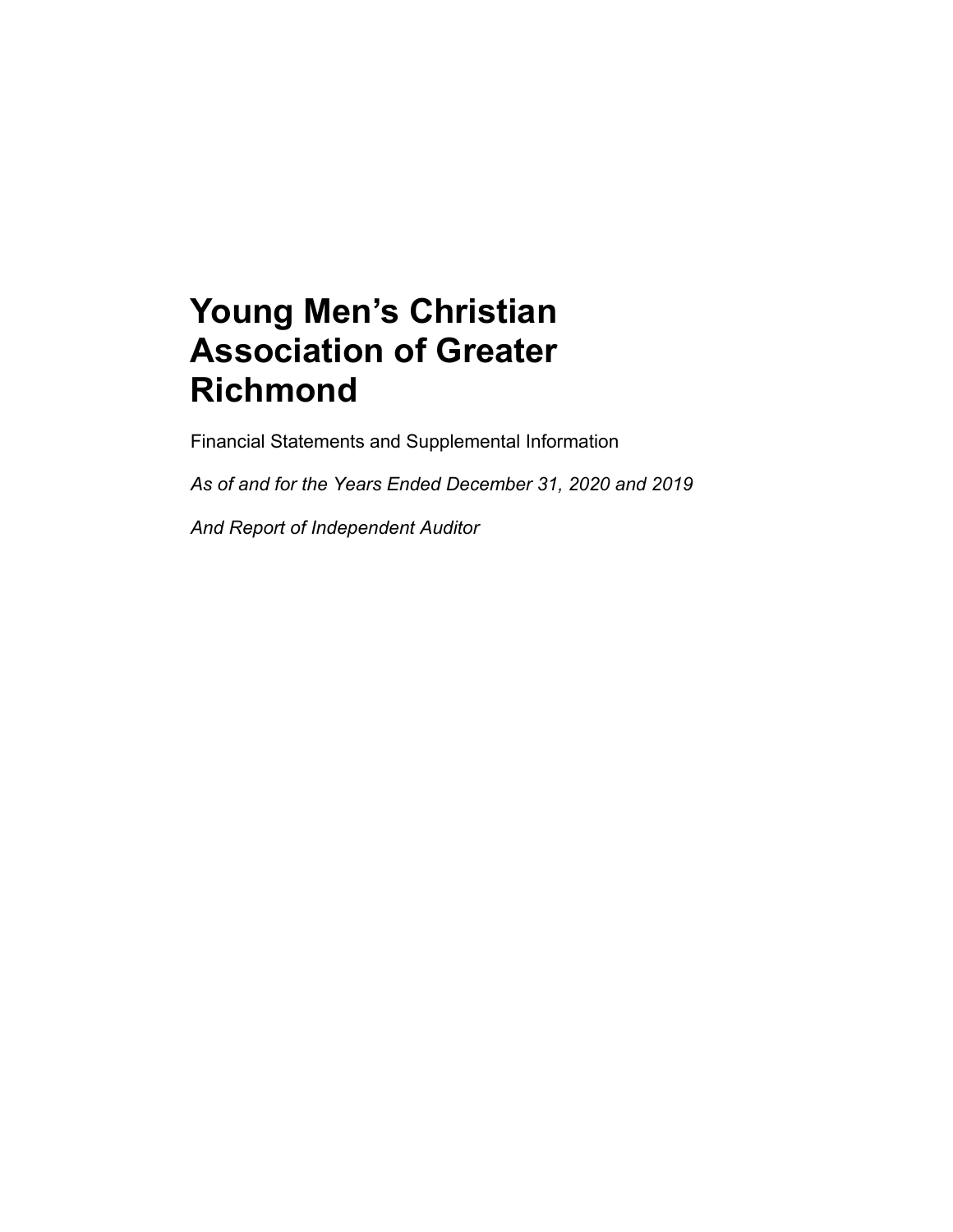# Young Men's Christian Association of Greater Richmond

Financial Statements and Supplemental Information

*As of and for the Years Ended December 31, 2020 and 2019*

*And Report of Independent Auditor*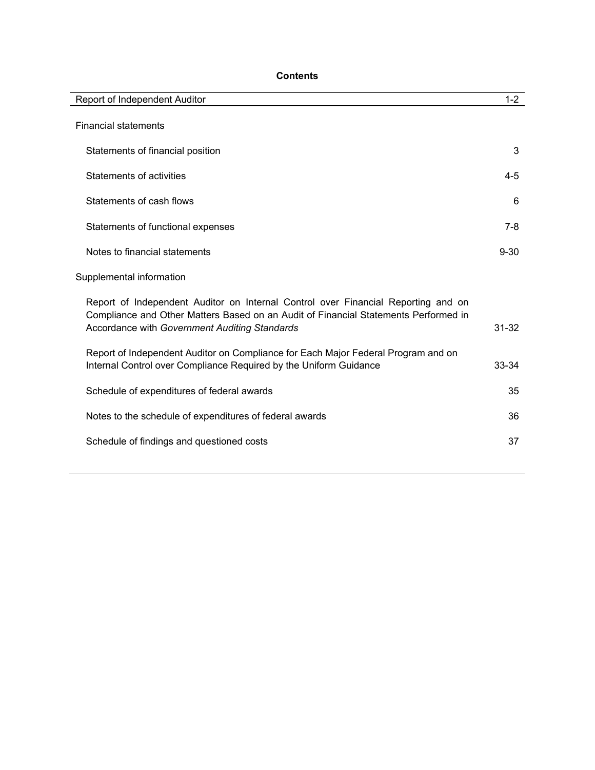# Contents

| | |
|---|---|
| Report of Independent Auditor | 1-2 |
| Financial statements | |
| Statements of financial position | 3 |
| Statements of activities | 4-5 |
| Statements of cash flows | 6 |
| Statements of functional expenses | 7-8 |
| Notes to financial statements | 9-30 |
| Supplemental information | |
| Report of Independent Auditor on Internal Control over Financial Reporting and on Compliance and Other Matters Based on an Audit of Financial Statements Performed in Accordance with *Government Auditing Standards* | 31-32 |
| Report of Independent Auditor on Compliance for Each Major Federal Program and on Internal Control over Compliance Required by the Uniform Guidance | 33-34 |
| Schedule of expenditures of federal awards | 35 |
| Notes to the schedule of expenditures of federal awards | 36 |
| Schedule of findings and questioned costs | 37 |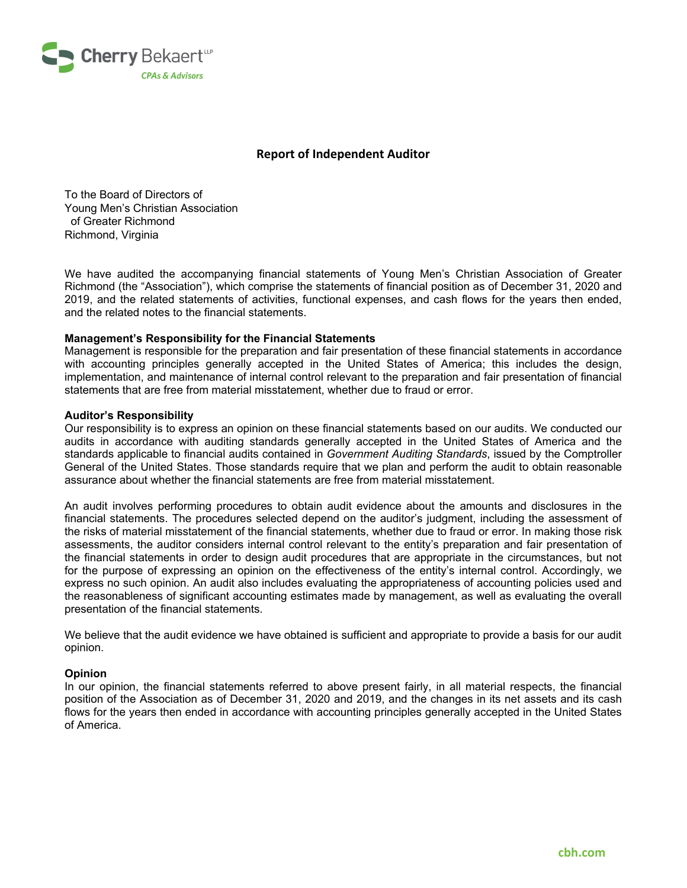Cherry Bekaert LLP
CPAs & Advisors

## Report of Independent Auditor

To the Board of Directors of
Young Men's Christian Association
of Greater Richmond
Richmond, Virginia

We have audited the accompanying financial statements of Young Men's Christian Association of Greater Richmond (the "Association"), which comprise the statements of financial position as of December 31, 2020 and 2019, and the related statements of activities, functional expenses, and cash flows for the years then ended, and the related notes to the financial statements.

**Management's Responsibility for the Financial Statements**
Management is responsible for the preparation and fair presentation of these financial statements in accordance with accounting principles generally accepted in the United States of America; this includes the design, implementation, and maintenance of internal control relevant to the preparation and fair presentation of financial statements that are free from material misstatement, whether due to fraud or error.

**Auditor's Responsibility**
Our responsibility is to express an opinion on these financial statements based on our audits. We conducted our audits in accordance with auditing standards generally accepted in the United States of America and the standards applicable to financial audits contained in *Government Auditing Standards*, issued by the Comptroller General of the United States. Those standards require that we plan and perform the audit to obtain reasonable assurance about whether the financial statements are free from material misstatement.

An audit involves performing procedures to obtain audit evidence about the amounts and disclosures in the financial statements. The procedures selected depend on the auditor's judgment, including the assessment of the risks of material misstatement of the financial statements, whether due to fraud or error. In making those risk assessments, the auditor considers internal control relevant to the entity's preparation and fair presentation of the financial statements in order to design audit procedures that are appropriate in the circumstances, but not for the purpose of expressing an opinion on the effectiveness of the entity's internal control. Accordingly, we express no such opinion. An audit also includes evaluating the appropriateness of accounting policies used and the reasonableness of significant accounting estimates made by management, as well as evaluating the overall presentation of the financial statements.

We believe that the audit evidence we have obtained is sufficient and appropriate to provide a basis for our audit opinion.

**Opinion**
In our opinion, the financial statements referred to above present fairly, in all material respects, the financial position of the Association as of December 31, 2020 and 2019, and the changes in its net assets and its cash flows for the years then ended in accordance with accounting principles generally accepted in the United States of America.

cbh.com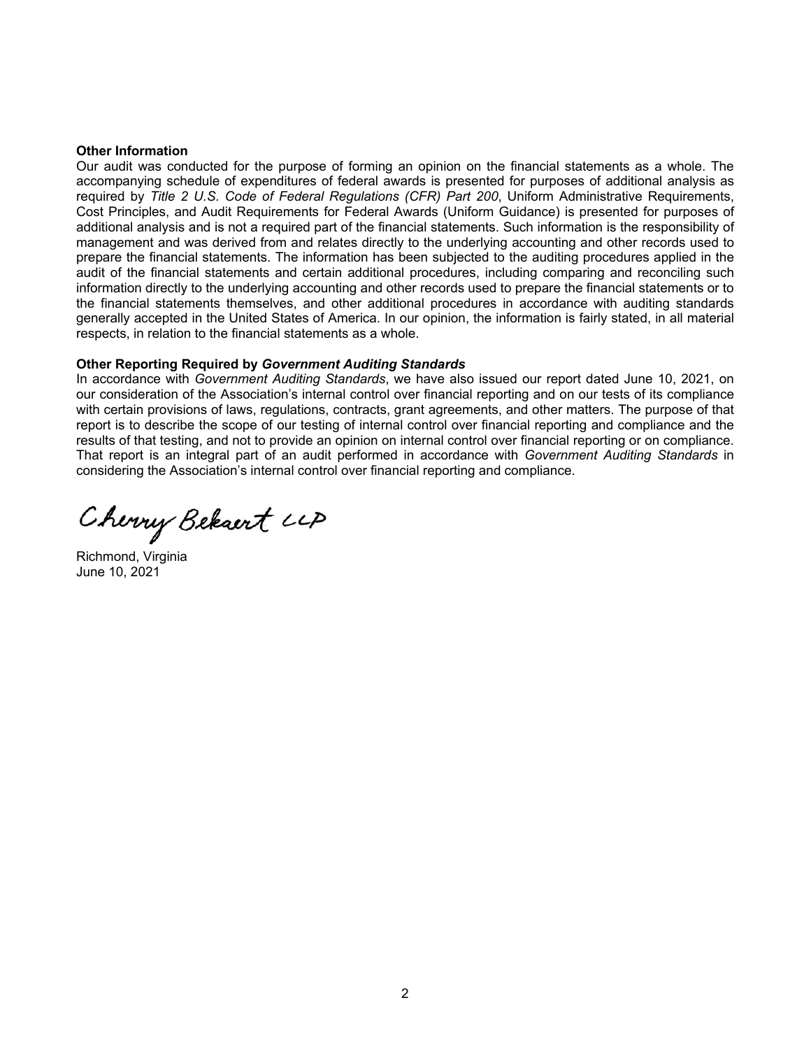**Other Information**

Our audit was conducted for the purpose of forming an opinion on the financial statements as a whole. The accompanying schedule of expenditures of federal awards is presented for purposes of additional analysis as required by *Title 2 U.S. Code of Federal Regulations (CFR) Part 200*, Uniform Administrative Requirements, Cost Principles, and Audit Requirements for Federal Awards (Uniform Guidance) is presented for purposes of additional analysis and is not a required part of the financial statements. Such information is the responsibility of management and was derived from and relates directly to the underlying accounting and other records used to prepare the financial statements. The information has been subjected to the auditing procedures applied in the audit of the financial statements and certain additional procedures, including comparing and reconciling such information directly to the underlying accounting and other records used to prepare the financial statements or to the financial statements themselves, and other additional procedures in accordance with auditing standards generally accepted in the United States of America. In our opinion, the information is fairly stated, in all material respects, in relation to the financial statements as a whole.

**Other Reporting Required by *Government Auditing Standards***

In accordance with *Government Auditing Standards*, we have also issued our report dated June 10, 2021, on our consideration of the Association's internal control over financial reporting and on our tests of its compliance with certain provisions of laws, regulations, contracts, grant agreements, and other matters. The purpose of that report is to describe the scope of our testing of internal control over financial reporting and compliance and the results of that testing, and not to provide an opinion on internal control over financial reporting or on compliance. That report is an integral part of an audit performed in accordance with *Government Auditing Standards* in considering the Association's internal control over financial reporting and compliance.

Cherry Bekaert LLP

Richmond, Virginia
June 10, 2021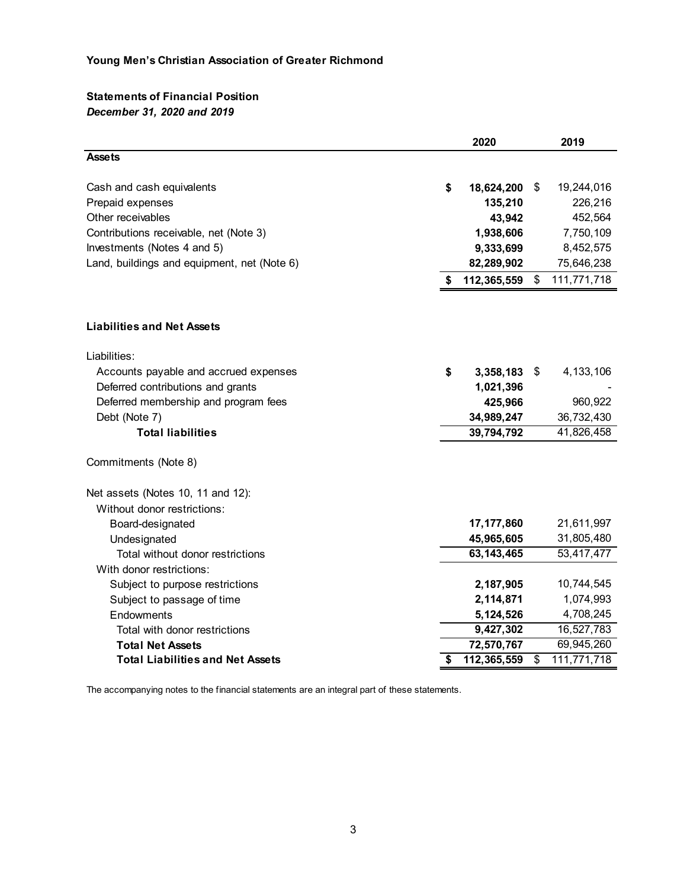**Young Men's Christian Association of Greater Richmond**

**Statements of Financial Position**
***December 31, 2020 and 2019***

| | 2020 | 2019 |
|---|---|---|
| **Assets** | | |
| Cash and cash equivalents | **$ 18,624,200** | $ 19,244,016 |
| Prepaid expenses | **135,210** | 226,216 |
| Other receivables | **43,942** | 452,564 |
| Contributions receivable, net (Note 3) | **1,938,606** | 7,750,109 |
| Investments (Notes 4 and 5) | **9,333,699** | 8,452,575 |
| Land, buildings and equipment, net (Note 6) | **82,289,902** | 75,646,238 |
| | **$ 112,365,559** | $ 111,771,718 |
| **Liabilities and Net Assets** | | |
| Liabilities: | | |
| Accounts payable and accrued expenses | **$ 3,358,183** | $ 4,133,106 |
| Deferred contributions and grants | **1,021,396** | - |
| Deferred membership and program fees | **425,966** | 960,922 |
| Debt (Note 7) | **34,989,247** | 36,732,430 |
| **Total liabilities** | **39,794,792** | 41,826,458 |
| Commitments (Note 8) | | |
| Net assets (Notes 10, 11 and 12): | | |
| Without donor restrictions: | | |
| Board-designated | **17,177,860** | 21,611,997 |
| Undesignated | **45,965,605** | 31,805,480 |
| Total without donor restrictions | **63,143,465** | 53,417,477 |
| With donor restrictions: | | |
| Subject to purpose restrictions | **2,187,905** | 10,744,545 |
| Subject to passage of time | **2,114,871** | 1,074,993 |
| Endowments | **5,124,526** | 4,708,245 |
| Total with donor restrictions | **9,427,302** | 16,527,783 |
| **Total Net Assets** | **72,570,767** | 69,945,260 |
| **Total Liabilities and Net Assets** | **$ 112,365,559** | $ 111,771,718 |

The accompanying notes to the financial statements are an integral part of these statements.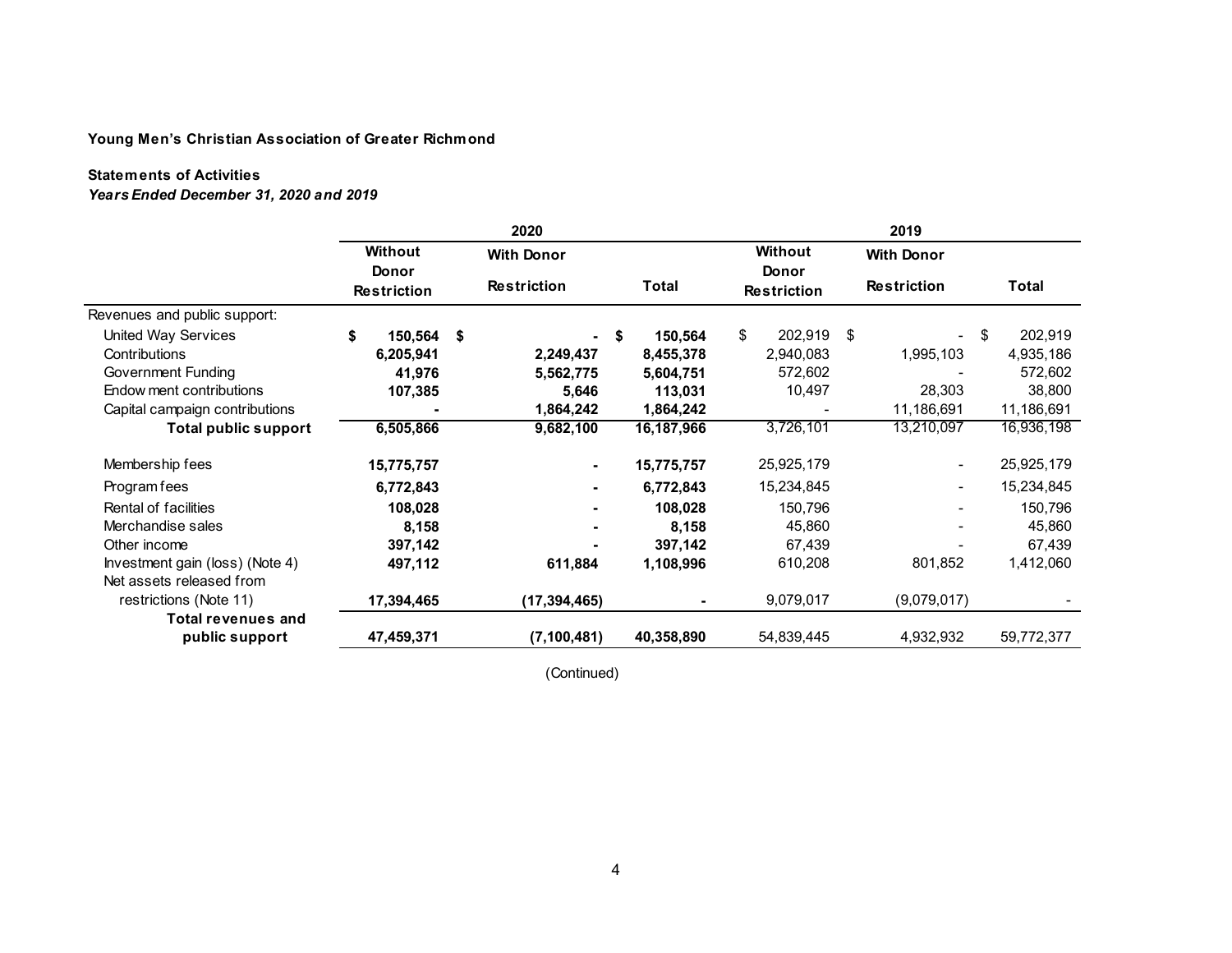**Young Men's Christian Association of Greater Richmond**

**Statements of Activities**

***Years Ended December 31, 2020 and 2019***

| | 2020 | | | 2019 | | |
|---|---|---|---|---|---|---|
| | **Without Donor Restriction** | **With Donor Restriction** | **Total** | **Without Donor Restriction** | **With Donor Restriction** | **Total** |
| Revenues and public support: | | | | | | |
| United Way Services | **$ 150,564** | **$ -** | **$ 150,564** | $ 202,919 | $ - | $ 202,919 |
| Contributions | **6,205,941** | **2,249,437** | **8,455,378** | 2,940,083 | 1,995,103 | 4,935,186 |
| Government Funding | **41,976** | **5,562,775** | **5,604,751** | 572,602 | - | 572,602 |
| Endowment contributions | **107,385** | **5,646** | **113,031** | 10,497 | 28,303 | 38,800 |
| Capital campaign contributions | **-** | **1,864,242** | **1,864,242** | - | 11,186,691 | 11,186,691 |
| **Total public support** | **6,505,866** | **9,682,100** | **16,187,966** | 3,726,101 | 13,210,097 | 16,936,198 |
| Membership fees | **15,775,757** | **-** | **15,775,757** | 25,925,179 | - | 25,925,179 |
| Program fees | **6,772,843** | **-** | **6,772,843** | 15,234,845 | - | 15,234,845 |
| Rental of facilities | **108,028** | **-** | **108,028** | 150,796 | - | 150,796 |
| Merchandise sales | **8,158** | **-** | **8,158** | 45,860 | - | 45,860 |
| Other income | **397,142** | **-** | **397,142** | 67,439 | - | 67,439 |
| Investment gain (loss) (Note 4) | **497,112** | **611,884** | **1,108,996** | 610,208 | 801,852 | 1,412,060 |
| Net assets released from restrictions (Note 11) | **17,394,465** | **(17,394,465)** | **-** | 9,079,017 | (9,079,017) | - |
| **Total revenues and public support** | **47,459,371** | **(7,100,481)** | **40,358,890** | 54,839,445 | 4,932,932 | 59,772,377 |

(Continued)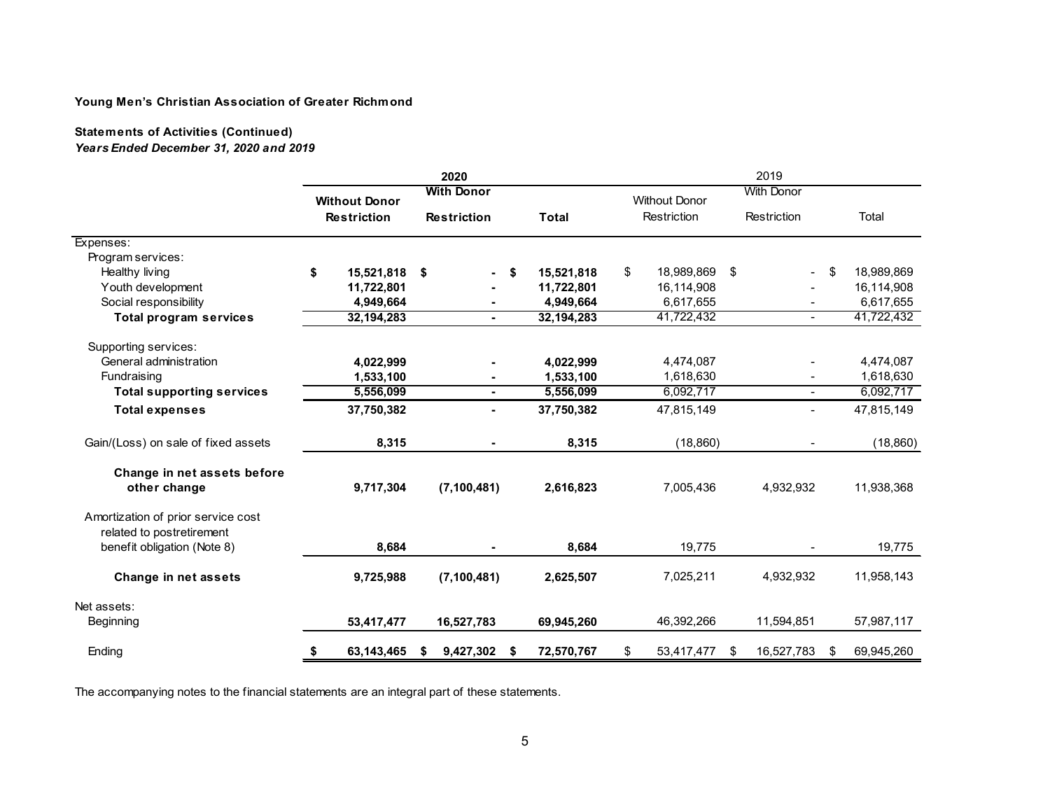**Young Men's Christian Association of Greater Richmond**

**Statements of Activities (Continued)**
***Years Ended December 31, 2020 and 2019***

| | 2020 | | | 2019 | | |
|---|---|---|---|---|---|---|
| | **Without Donor Restriction** | **With Donor Restriction** | **Total** | Without Donor Restriction | With Donor Restriction | Total |
| Expenses: | | | | | | |
| Program services: | | | | | | |
| Healthy living | **$ 15,521,818** | **$ -** | **$ 15,521,818** | $ 18,989,869 | $ - | $ 18,989,869 |
| Youth development | **11,722,801** | **-** | **11,722,801** | 16,114,908 | - | 16,114,908 |
| Social responsibility | **4,949,664** | **-** | **4,949,664** | 6,617,655 | - | 6,617,655 |
| **Total program services** | **32,194,283** | **-** | **32,194,283** | 41,722,432 | - | 41,722,432 |
| Supporting services: | | | | | | |
| General administration | **4,022,999** | **-** | **4,022,999** | 4,474,087 | - | 4,474,087 |
| Fundraising | **1,533,100** | **-** | **1,533,100** | 1,618,630 | - | 1,618,630 |
| **Total supporting services** | **5,556,099** | **-** | **5,556,099** | 6,092,717 | - | 6,092,717 |
| **Total expenses** | **37,750,382** | **-** | **37,750,382** | 47,815,149 | - | 47,815,149 |
| Gain/(Loss) on sale of fixed assets | **8,315** | **-** | **8,315** | (18,860) | - | (18,860) |
| **Change in net assets before other change** | **9,717,304** | **(7,100,481)** | **2,616,823** | 7,005,436 | 4,932,932 | 11,938,368 |
| Amortization of prior service cost related to postretirement benefit obligation (Note 8) | **8,684** | **-** | **8,684** | 19,775 | - | 19,775 |
| **Change in net assets** | **9,725,988** | **(7,100,481)** | **2,625,507** | 7,025,211 | 4,932,932 | 11,958,143 |
| Net assets: | | | | | | |
| Beginning | **53,417,477** | **16,527,783** | **69,945,260** | 46,392,266 | 11,594,851 | 57,987,117 |
| Ending | **$ 63,143,465** | **$ 9,427,302** | **$ 72,570,767** | $ 53,417,477 | $ 16,527,783 | $ 69,945,260 |

The accompanying notes to the financial statements are an integral part of these statements.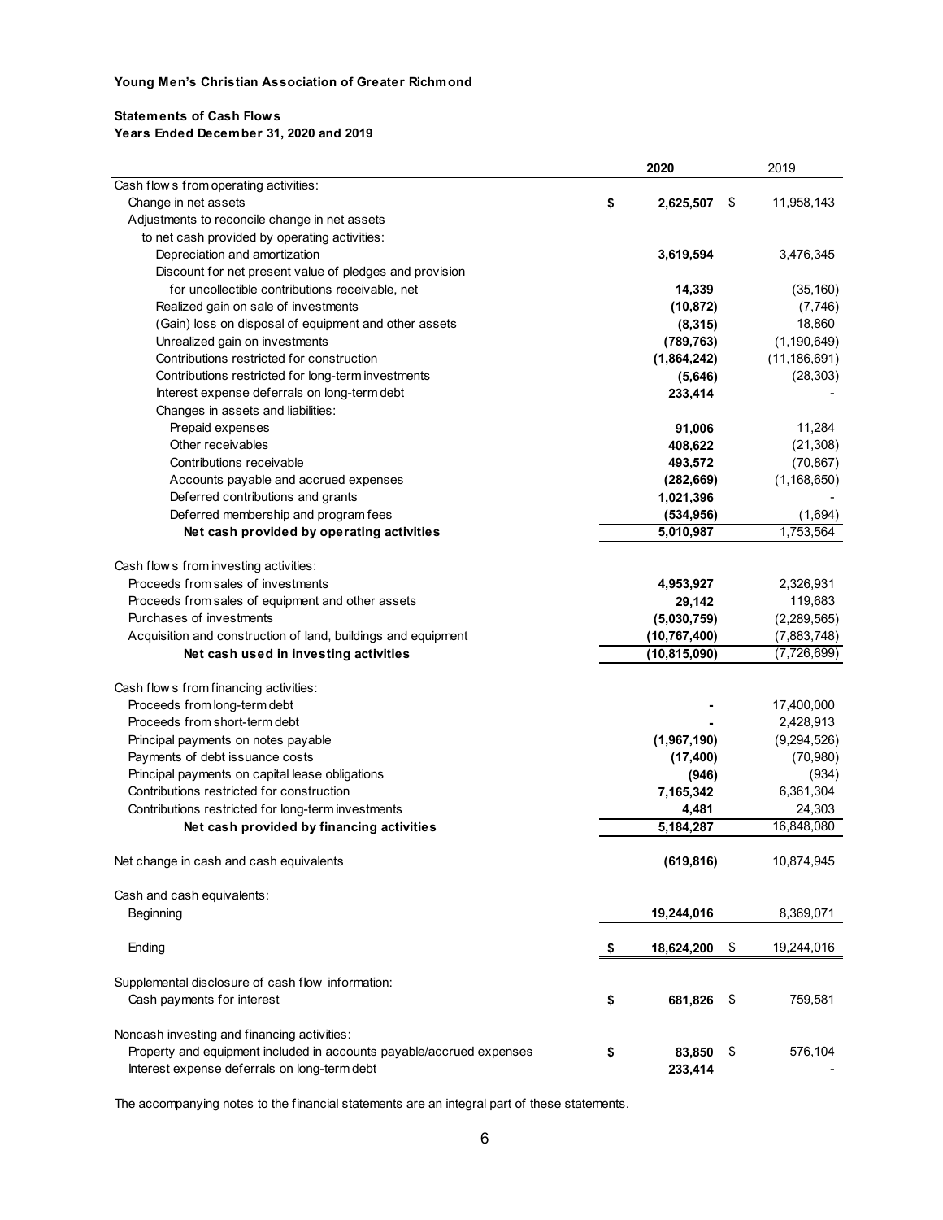**Young Men's Christian Association of Greater Richmond**

**Statements of Cash Flows**
**Years Ended December 31, 2020 and 2019**

| | 2020 | 2019 |
|---|---|---|
| Cash flows from operating activities: | | |
| Change in net assets | $ 2,625,507 | $ 11,958,143 |
| Adjustments to reconcile change in net assets to net cash provided by operating activities: | | |
| Depreciation and amortization | 3,619,594 | 3,476,345 |
| Discount for net present value of pledges and provision for uncollectible contributions receivable, net | 14,339 | (35,160) |
| Realized gain on sale of investments | (10,872) | (7,746) |
| (Gain) loss on disposal of equipment and other assets | (8,315) | 18,860 |
| Unrealized gain on investments | (789,763) | (1,190,649) |
| Contributions restricted for construction | (1,864,242) | (11,186,691) |
| Contributions restricted for long-term investments | (5,646) | (28,303) |
| Interest expense deferrals on long-term debt | 233,414 | - |
| Changes in assets and liabilities: | | |
| Prepaid expenses | 91,006 | 11,284 |
| Other receivables | 408,622 | (21,308) |
| Contributions receivable | 493,572 | (70,867) |
| Accounts payable and accrued expenses | (282,669) | (1,168,650) |
| Deferred contributions and grants | 1,021,396 | - |
| Deferred membership and program fees | (534,956) | (1,694) |
| **Net cash provided by operating activities** | 5,010,987 | 1,753,564 |
| Cash flows from investing activities: | | |
| Proceeds from sales of investments | 4,953,927 | 2,326,931 |
| Proceeds from sales of equipment and other assets | 29,142 | 119,683 |
| Purchases of investments | (5,030,759) | (2,289,565) |
| Acquisition and construction of land, buildings and equipment | (10,767,400) | (7,883,748) |
| **Net cash used in investing activities** | (10,815,090) | (7,726,699) |
| Cash flows from financing activities: | | |
| Proceeds from long-term debt | - | 17,400,000 |
| Proceeds from short-term debt | - | 2,428,913 |
| Principal payments on notes payable | (1,967,190) | (9,294,526) |
| Payments of debt issuance costs | (17,400) | (70,980) |
| Principal payments on capital lease obligations | (946) | (934) |
| Contributions restricted for construction | 7,165,342 | 6,361,304 |
| Contributions restricted for long-term investments | 4,481 | 24,303 |
| **Net cash provided by financing activities** | 5,184,287 | 16,848,080 |
| Net change in cash and cash equivalents | (619,816) | 10,874,945 |
| Cash and cash equivalents: | | |
| Beginning | 19,244,016 | 8,369,071 |
| Ending | $ 18,624,200 | $ 19,244,016 |
| Supplemental disclosure of cash flow information: | | |
| Cash payments for interest | $ 681,826 | $ 759,581 |
| Noncash investing and financing activities: | | |
| Property and equipment included in accounts payable/accrued expenses | $ 83,850 | $ 576,104 |
| Interest expense deferrals on long-term debt | 233,414 | - |

The accompanying notes to the financial statements are an integral part of these statements.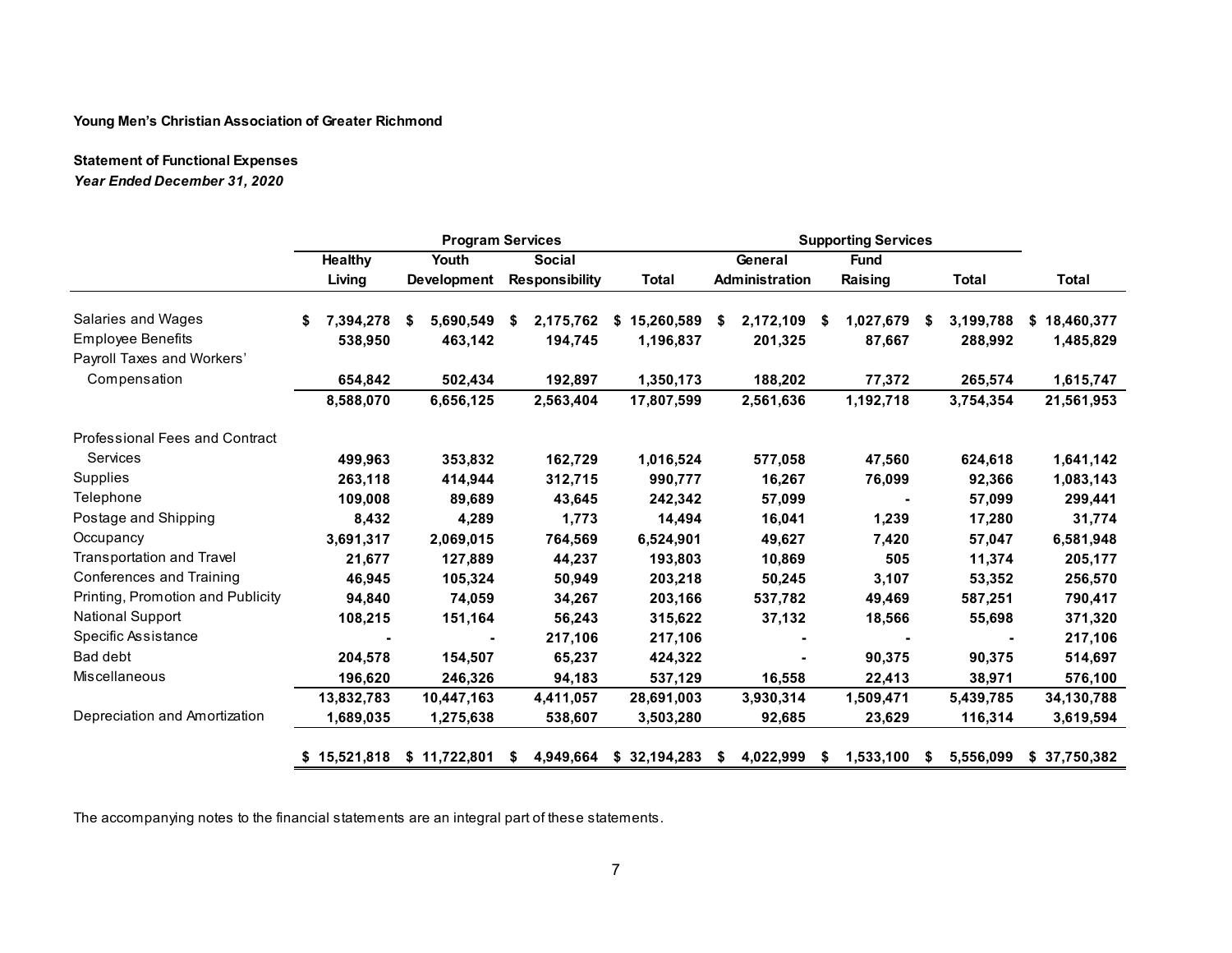**Young Men's Christian Association of Greater Richmond**

**Statement of Functional Expenses**
***Year Ended December 31, 2020***

| | Program Services | | | | Supporting Services | | | |
|---|---|---|---|---|---|---|---|---|
| | Healthy Living | Youth Development | Social Responsibility | Total | General Administration | Fund Raising | Total | Total |
| Salaries and Wages | $ 7,394,278 | $ 5,690,549 | $ 2,175,762 | $ 15,260,589 | $ 2,172,109 | $ 1,027,679 | $ 3,199,788 | $ 18,460,377 |
| Employee Benefits | 538,950 | 463,142 | 194,745 | 1,196,837 | 201,325 | 87,667 | 288,992 | 1,485,829 |
| Payroll Taxes and Workers' Compensation | 654,842 | 502,434 | 192,897 | 1,350,173 | 188,202 | 77,372 | 265,574 | 1,615,747 |
| | 8,588,070 | 6,656,125 | 2,563,404 | 17,807,599 | 2,561,636 | 1,192,718 | 3,754,354 | 21,561,953 |
| Professional Fees and Contract Services | 499,963 | 353,832 | 162,729 | 1,016,524 | 577,058 | 47,560 | 624,618 | 1,641,142 |
| Supplies | 263,118 | 414,944 | 312,715 | 990,777 | 16,267 | 76,099 | 92,366 | 1,083,143 |
| Telephone | 109,008 | 89,689 | 43,645 | 242,342 | 57,099 | - | 57,099 | 299,441 |
| Postage and Shipping | 8,432 | 4,289 | 1,773 | 14,494 | 16,041 | 1,239 | 17,280 | 31,774 |
| Occupancy | 3,691,317 | 2,069,015 | 764,569 | 6,524,901 | 49,627 | 7,420 | 57,047 | 6,581,948 |
| Transportation and Travel | 21,677 | 127,889 | 44,237 | 193,803 | 10,869 | 505 | 11,374 | 205,177 |
| Conferences and Training | 46,945 | 105,324 | 50,949 | 203,218 | 50,245 | 3,107 | 53,352 | 256,570 |
| Printing, Promotion and Publicity | 94,840 | 74,059 | 34,267 | 203,166 | 537,782 | 49,469 | 587,251 | 790,417 |
| National Support | 108,215 | 151,164 | 56,243 | 315,622 | 37,132 | 18,566 | 55,698 | 371,320 |
| Specific Assistance | - | - | 217,106 | 217,106 | - | - | - | 217,106 |
| Bad debt | 204,578 | 154,507 | 65,237 | 424,322 | - | 90,375 | 90,375 | 514,697 |
| Miscellaneous | 196,620 | 246,326 | 94,183 | 537,129 | 16,558 | 22,413 | 38,971 | 576,100 |
| | 13,832,783 | 10,447,163 | 4,411,057 | 28,691,003 | 3,930,314 | 1,509,471 | 5,439,785 | 34,130,788 |
| Depreciation and Amortization | 1,689,035 | 1,275,638 | 538,607 | 3,503,280 | 92,685 | 23,629 | 116,314 | 3,619,594 |
| | $ 15,521,818 | $ 11,722,801 | $ 4,949,664 | $ 32,194,283 | $ 4,022,999 | $ 1,533,100 | $ 5,556,099 | $ 37,750,382 |

The accompanying notes to the financial statements are an integral part of these statements.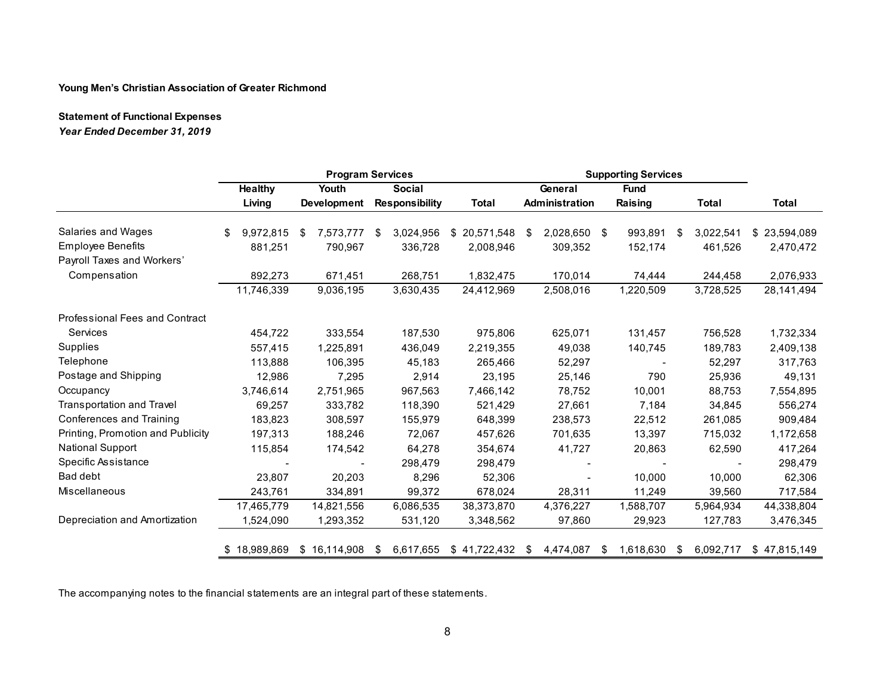**Young Men's Christian Association of Greater Richmond**

**Statement of Functional Expenses**
***Year Ended December 31, 2019***

| | Program Services | | | | Supporting Services | | | |
|---|---|---|---|---|---|---|---|---|
| | Healthy Living | Youth Development | Social Responsibility | Total | General Administration | Fund Raising | Total | Total |
| Salaries and Wages | $ 9,972,815 | $ 7,573,777 | $ 3,024,956 | $ 20,571,548 | $ 2,028,650 | $ 993,891 | $ 3,022,541 | $ 23,594,089 |
| Employee Benefits | 881,251 | 790,967 | 336,728 | 2,008,946 | 309,352 | 152,174 | 461,526 | 2,470,472 |
| Payroll Taxes and Workers' Compensation | 892,273 | 671,451 | 268,751 | 1,832,475 | 170,014 | 74,444 | 244,458 | 2,076,933 |
| | 11,746,339 | 9,036,195 | 3,630,435 | 24,412,969 | 2,508,016 | 1,220,509 | 3,728,525 | 28,141,494 |
| Professional Fees and Contract Services | 454,722 | 333,554 | 187,530 | 975,806 | 625,071 | 131,457 | 756,528 | 1,732,334 |
| Supplies | 557,415 | 1,225,891 | 436,049 | 2,219,355 | 49,038 | 140,745 | 189,783 | 2,409,138 |
| Telephone | 113,888 | 106,395 | 45,183 | 265,466 | 52,297 | - | 52,297 | 317,763 |
| Postage and Shipping | 12,986 | 7,295 | 2,914 | 23,195 | 25,146 | 790 | 25,936 | 49,131 |
| Occupancy | 3,746,614 | 2,751,965 | 967,563 | 7,466,142 | 78,752 | 10,001 | 88,753 | 7,554,895 |
| Transportation and Travel | 69,257 | 333,782 | 118,390 | 521,429 | 27,661 | 7,184 | 34,845 | 556,274 |
| Conferences and Training | 183,823 | 308,597 | 155,979 | 648,399 | 238,573 | 22,512 | 261,085 | 909,484 |
| Printing, Promotion and Publicity | 197,313 | 188,246 | 72,067 | 457,626 | 701,635 | 13,397 | 715,032 | 1,172,658 |
| National Support | 115,854 | 174,542 | 64,278 | 354,674 | 41,727 | 20,863 | 62,590 | 417,264 |
| Specific Assistance | - | - | 298,479 | 298,479 | - | - | - | 298,479 |
| Bad debt | 23,807 | 20,203 | 8,296 | 52,306 | - | 10,000 | 10,000 | 62,306 |
| Miscellaneous | 243,761 | 334,891 | 99,372 | 678,024 | 28,311 | 11,249 | 39,560 | 717,584 |
| | 17,465,779 | 14,821,556 | 6,086,535 | 38,373,870 | 4,376,227 | 1,588,707 | 5,964,934 | 44,338,804 |
| Depreciation and Amortization | 1,524,090 | 1,293,352 | 531,120 | 3,348,562 | 97,860 | 29,923 | 127,783 | 3,476,345 |
| | $ 18,989,869 | $ 16,114,908 | $ 6,617,655 | $ 41,722,432 | $ 4,474,087 | $ 1,618,630 | $ 6,092,717 | $ 47,815,149 |

The accompanying notes to the financial statements are an integral part of these statements.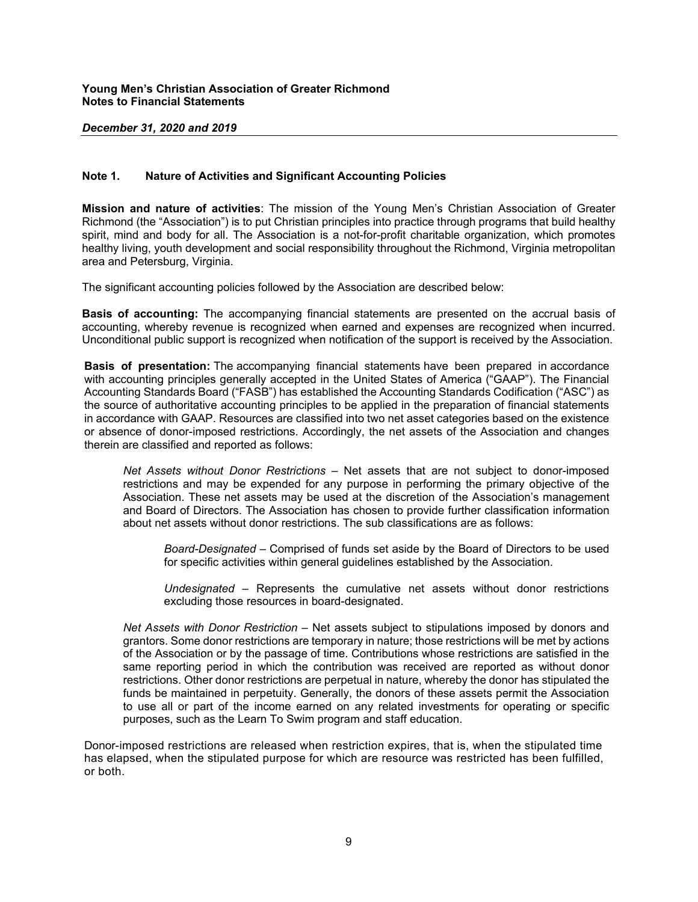## Note 1. Nature of Activities and Significant Accounting Policies

**Mission and nature of activities**: The mission of the Young Men's Christian Association of Greater Richmond (the "Association") is to put Christian principles into practice through programs that build healthy spirit, mind and body for all. The Association is a not-for-profit charitable organization, which promotes healthy living, youth development and social responsibility throughout the Richmond, Virginia metropolitan area and Petersburg, Virginia.

The significant accounting policies followed by the Association are described below:

**Basis of accounting:** The accompanying financial statements are presented on the accrual basis of accounting, whereby revenue is recognized when earned and expenses are recognized when incurred. Unconditional public support is recognized when notification of the support is received by the Association.

**Basis of presentation:** The accompanying financial statements have been prepared in accordance with accounting principles generally accepted in the United States of America ("GAAP"). The Financial Accounting Standards Board ("FASB") has established the Accounting Standards Codification ("ASC") as the source of authoritative accounting principles to be applied in the preparation of financial statements in accordance with GAAP. Resources are classified into two net asset categories based on the existence or absence of donor-imposed restrictions. Accordingly, the net assets of the Association and changes therein are classified and reported as follows:

> *Net Assets without Donor Restrictions* – Net assets that are not subject to donor-imposed restrictions and may be expended for any purpose in performing the primary objective of the Association. These net assets may be used at the discretion of the Association's management and Board of Directors. The Association has chosen to provide further classification information about net assets without donor restrictions. The sub classifications are as follows:
>
> > *Board-Designated* – Comprised of funds set aside by the Board of Directors to be used for specific activities within general guidelines established by the Association.
> >
> > *Undesignated* – Represents the cumulative net assets without donor restrictions excluding those resources in board-designated.
>
> *Net Assets with Donor Restriction* – Net assets subject to stipulations imposed by donors and grantors. Some donor restrictions are temporary in nature; those restrictions will be met by actions of the Association or by the passage of time. Contributions whose restrictions are satisfied in the same reporting period in which the contribution was received are reported as without donor restrictions. Other donor restrictions are perpetual in nature, whereby the donor has stipulated the funds be maintained in perpetuity. Generally, the donors of these assets permit the Association to use all or part of the income earned on any related investments for operating or specific purposes, such as the Learn To Swim program and staff education.

Donor-imposed restrictions are released when restriction expires, that is, when the stipulated time has elapsed, when the stipulated purpose for which are resource was restricted has been fulfilled, or both.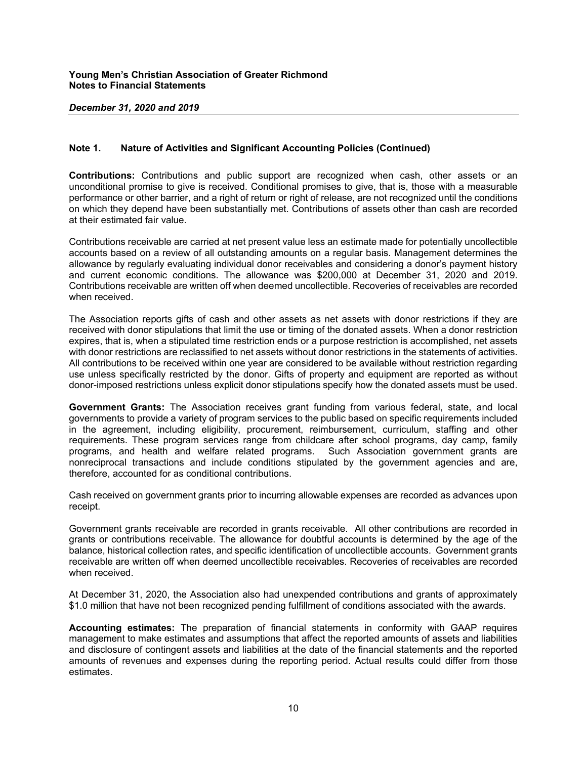## Note 1. Nature of Activities and Significant Accounting Policies (Continued)

**Contributions:** Contributions and public support are recognized when cash, other assets or an unconditional promise to give is received. Conditional promises to give, that is, those with a measurable performance or other barrier, and a right of return or right of release, are not recognized until the conditions on which they depend have been substantially met. Contributions of assets other than cash are recorded at their estimated fair value.

Contributions receivable are carried at net present value less an estimate made for potentially uncollectible accounts based on a review of all outstanding amounts on a regular basis. Management determines the allowance by regularly evaluating individual donor receivables and considering a donor's payment history and current economic conditions. The allowance was $200,000 at December 31, 2020 and 2019. Contributions receivable are written off when deemed uncollectible. Recoveries of receivables are recorded when received.

The Association reports gifts of cash and other assets as net assets with donor restrictions if they are received with donor stipulations that limit the use or timing of the donated assets. When a donor restriction expires, that is, when a stipulated time restriction ends or a purpose restriction is accomplished, net assets with donor restrictions are reclassified to net assets without donor restrictions in the statements of activities. All contributions to be received within one year are considered to be available without restriction regarding use unless specifically restricted by the donor. Gifts of property and equipment are reported as without donor-imposed restrictions unless explicit donor stipulations specify how the donated assets must be used.

**Government Grants:** The Association receives grant funding from various federal, state, and local governments to provide a variety of program services to the public based on specific requirements included in the agreement, including eligibility, procurement, reimbursement, curriculum, staffing and other requirements. These program services range from childcare after school programs, day camp, family programs, and health and welfare related programs. Such Association government grants are nonreciprocal transactions and include conditions stipulated by the government agencies and are, therefore, accounted for as conditional contributions.

Cash received on government grants prior to incurring allowable expenses are recorded as advances upon receipt.

Government grants receivable are recorded in grants receivable. All other contributions are recorded in grants or contributions receivable. The allowance for doubtful accounts is determined by the age of the balance, historical collection rates, and specific identification of uncollectible accounts. Government grants receivable are written off when deemed uncollectible receivables. Recoveries of receivables are recorded when received.

At December 31, 2020, the Association also had unexpended contributions and grants of approximately $1.0 million that have not been recognized pending fulfillment of conditions associated with the awards.

**Accounting estimates:** The preparation of financial statements in conformity with GAAP requires management to make estimates and assumptions that affect the reported amounts of assets and liabilities and disclosure of contingent assets and liabilities at the date of the financial statements and the reported amounts of revenues and expenses during the reporting period. Actual results could differ from those estimates.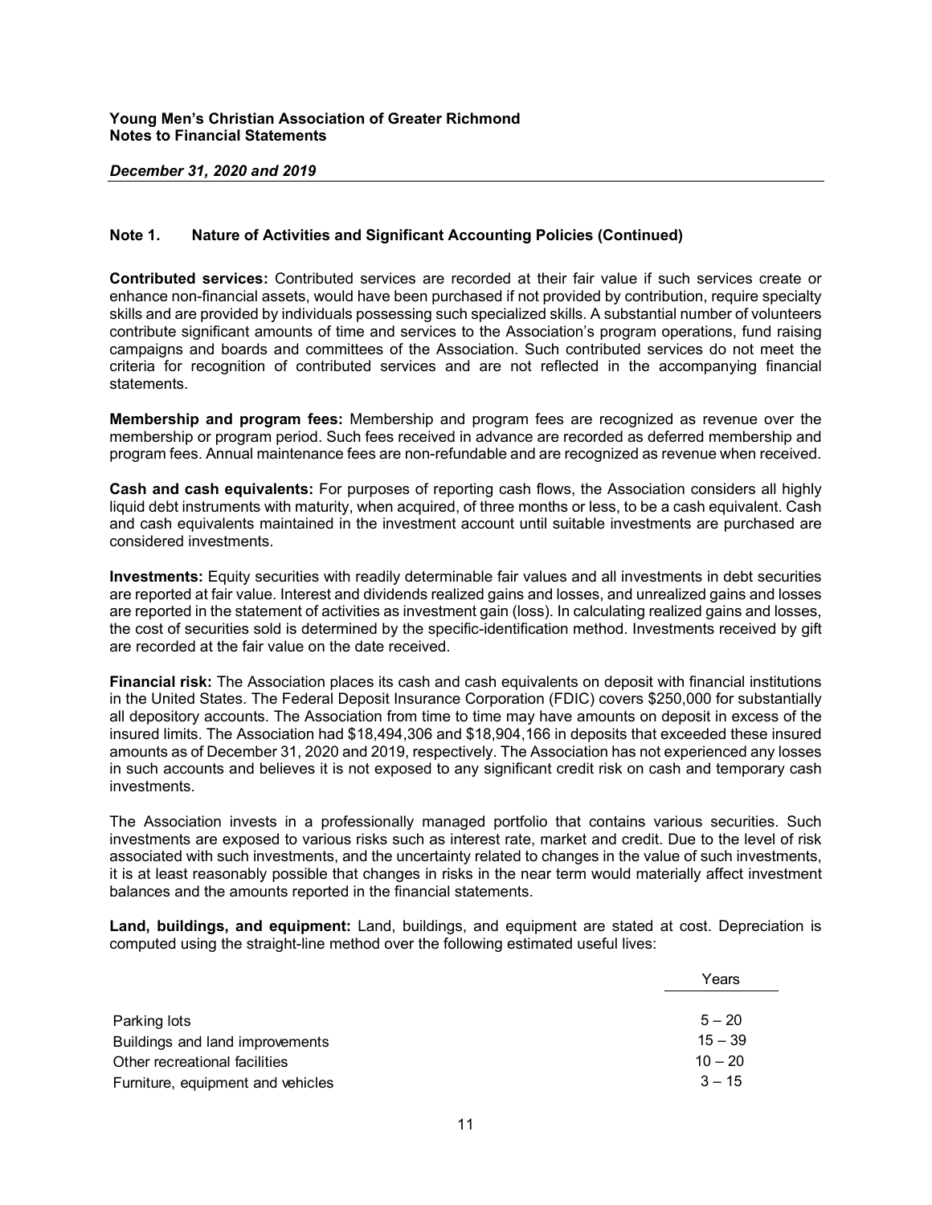**Young Men's Christian Association of Greater Richmond**
**Notes to Financial Statements**

***December 31, 2020 and 2019***

## Note 1. Nature of Activities and Significant Accounting Policies (Continued)

**Contributed services:** Contributed services are recorded at their fair value if such services create or enhance non-financial assets, would have been purchased if not provided by contribution, require specialty skills and are provided by individuals possessing such specialized skills. A substantial number of volunteers contribute significant amounts of time and services to the Association's program operations, fund raising campaigns and boards and committees of the Association. Such contributed services do not meet the criteria for recognition of contributed services and are not reflected in the accompanying financial statements.

**Membership and program fees:** Membership and program fees are recognized as revenue over the membership or program period. Such fees received in advance are recorded as deferred membership and program fees. Annual maintenance fees are non-refundable and are recognized as revenue when received.

**Cash and cash equivalents:** For purposes of reporting cash flows, the Association considers all highly liquid debt instruments with maturity, when acquired, of three months or less, to be a cash equivalent. Cash and cash equivalents maintained in the investment account until suitable investments are purchased are considered investments.

**Investments:** Equity securities with readily determinable fair values and all investments in debt securities are reported at fair value. Interest and dividends realized gains and losses, and unrealized gains and losses are reported in the statement of activities as investment gain (loss). In calculating realized gains and losses, the cost of securities sold is determined by the specific-identification method. Investments received by gift are recorded at the fair value on the date received.

**Financial risk:** The Association places its cash and cash equivalents on deposit with financial institutions in the United States. The Federal Deposit Insurance Corporation (FDIC) covers $250,000 for substantially all depository accounts. The Association from time to time may have amounts on deposit in excess of the insured limits. The Association had $18,494,306 and $18,904,166 in deposits that exceeded these insured amounts as of December 31, 2020 and 2019, respectively. The Association has not experienced any losses in such accounts and believes it is not exposed to any significant credit risk on cash and temporary cash investments.

The Association invests in a professionally managed portfolio that contains various securities. Such investments are exposed to various risks such as interest rate, market and credit. Due to the level of risk associated with such investments, and the uncertainty related to changes in the value of such investments, it is at least reasonably possible that changes in risks in the near term would materially affect investment balances and the amounts reported in the financial statements.

**Land, buildings, and equipment:** Land, buildings, and equipment are stated at cost. Depreciation is computed using the straight-line method over the following estimated useful lives:

| | Years |
|---|---|
| Parking lots | 5 – 20 |
| Buildings and land improvements | 15 – 39 |
| Other recreational facilities | 10 – 20 |
| Furniture, equipment and vehicles | 3 – 15 |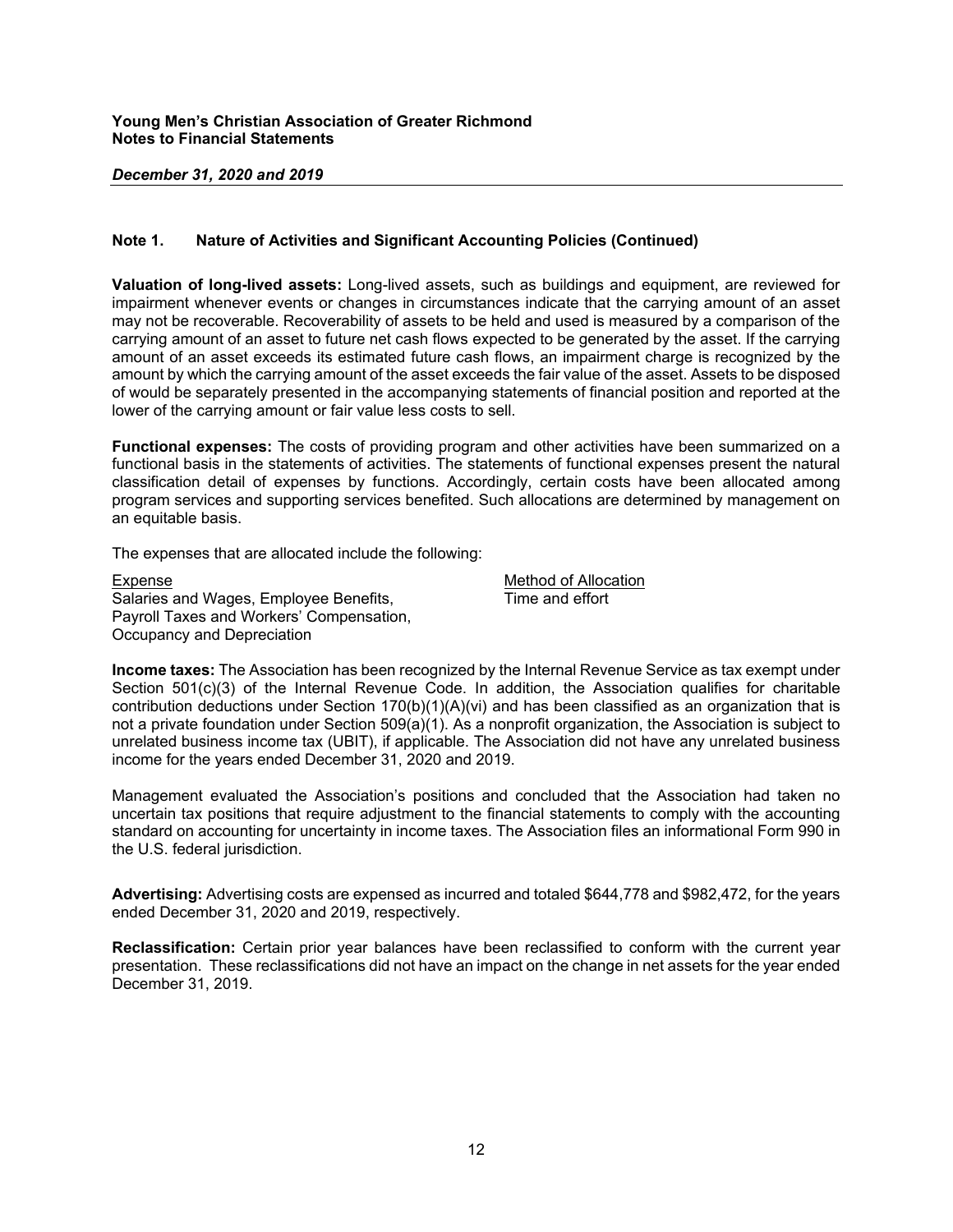## Note 1. Nature of Activities and Significant Accounting Policies (Continued)

**Valuation of long-lived assets:** Long-lived assets, such as buildings and equipment, are reviewed for impairment whenever events or changes in circumstances indicate that the carrying amount of an asset may not be recoverable. Recoverability of assets to be held and used is measured by a comparison of the carrying amount of an asset to future net cash flows expected to be generated by the asset. If the carrying amount of an asset exceeds its estimated future cash flows, an impairment charge is recognized by the amount by which the carrying amount of the asset exceeds the fair value of the asset. Assets to be disposed of would be separately presented in the accompanying statements of financial position and reported at the lower of the carrying amount or fair value less costs to sell.

**Functional expenses:** The costs of providing program and other activities have been summarized on a functional basis in the statements of activities. The statements of functional expenses present the natural classification detail of expenses by functions. Accordingly, certain costs have been allocated among program services and supporting services benefited. Such allocations are determined by management on an equitable basis.

The expenses that are allocated include the following:

| Expense | Method of Allocation |
| --- | --- |
| Salaries and Wages, Employee Benefits, Payroll Taxes and Workers' Compensation, Occupancy and Depreciation | Time and effort |

**Income taxes:** The Association has been recognized by the Internal Revenue Service as tax exempt under Section 501(c)(3) of the Internal Revenue Code. In addition, the Association qualifies for charitable contribution deductions under Section 170(b)(1)(A)(vi) and has been classified as an organization that is not a private foundation under Section 509(a)(1). As a nonprofit organization, the Association is subject to unrelated business income tax (UBIT), if applicable. The Association did not have any unrelated business income for the years ended December 31, 2020 and 2019.

Management evaluated the Association's positions and concluded that the Association had taken no uncertain tax positions that require adjustment to the financial statements to comply with the accounting standard on accounting for uncertainty in income taxes. The Association files an informational Form 990 in the U.S. federal jurisdiction.

**Advertising:** Advertising costs are expensed as incurred and totaled $644,778 and $982,472, for the years ended December 31, 2020 and 2019, respectively.

**Reclassification:** Certain prior year balances have been reclassified to conform with the current year presentation. These reclassifications did not have an impact on the change in net assets for the year ended December 31, 2019.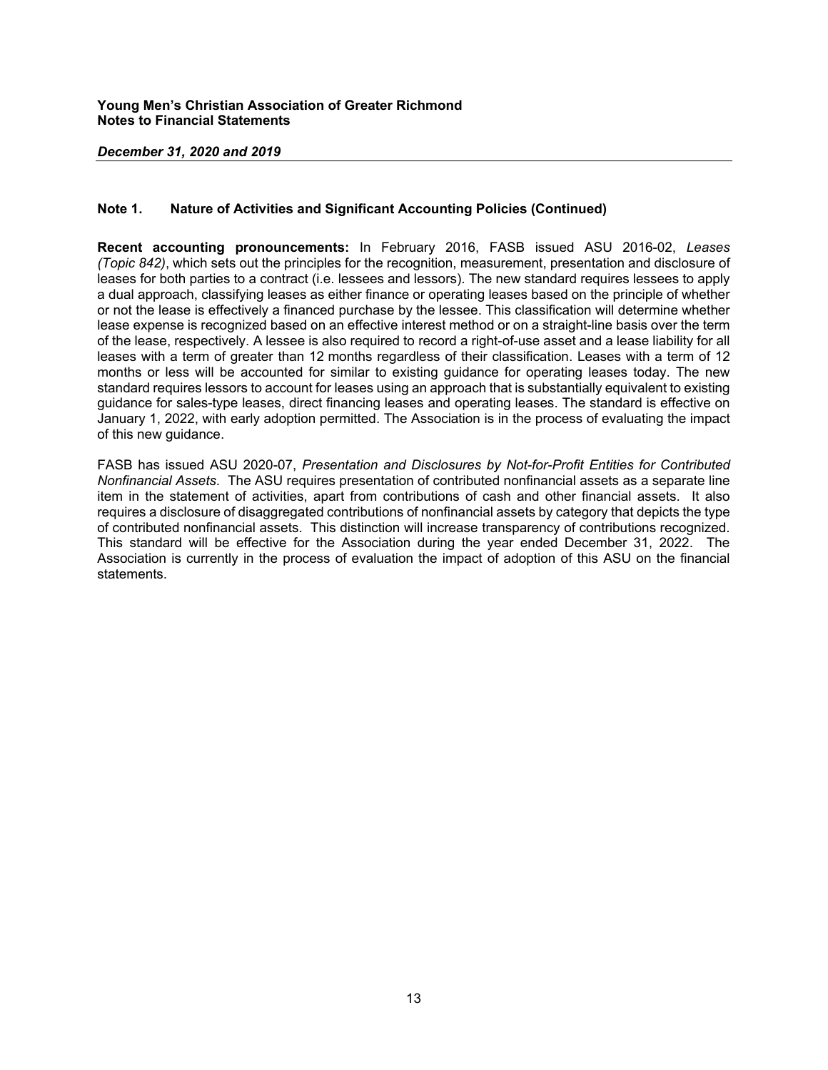## Note 1. Nature of Activities and Significant Accounting Policies (Continued)

**Recent accounting pronouncements:** In February 2016, FASB issued ASU 2016-02, *Leases (Topic 842)*, which sets out the principles for the recognition, measurement, presentation and disclosure of leases for both parties to a contract (i.e. lessees and lessors). The new standard requires lessees to apply a dual approach, classifying leases as either finance or operating leases based on the principle of whether or not the lease is effectively a financed purchase by the lessee. This classification will determine whether lease expense is recognized based on an effective interest method or on a straight-line basis over the term of the lease, respectively. A lessee is also required to record a right-of-use asset and a lease liability for all leases with a term of greater than 12 months regardless of their classification. Leases with a term of 12 months or less will be accounted for similar to existing guidance for operating leases today. The new standard requires lessors to account for leases using an approach that is substantially equivalent to existing guidance for sales-type leases, direct financing leases and operating leases. The standard is effective on January 1, 2022, with early adoption permitted. The Association is in the process of evaluating the impact of this new guidance.

FASB has issued ASU 2020-07, *Presentation and Disclosures by Not-for-Profit Entities for Contributed Nonfinancial Assets*. The ASU requires presentation of contributed nonfinancial assets as a separate line item in the statement of activities, apart from contributions of cash and other financial assets. It also requires a disclosure of disaggregated contributions of nonfinancial assets by category that depicts the type of contributed nonfinancial assets. This distinction will increase transparency of contributions recognized. This standard will be effective for the Association during the year ended December 31, 2022. The Association is currently in the process of evaluation the impact of adoption of this ASU on the financial statements.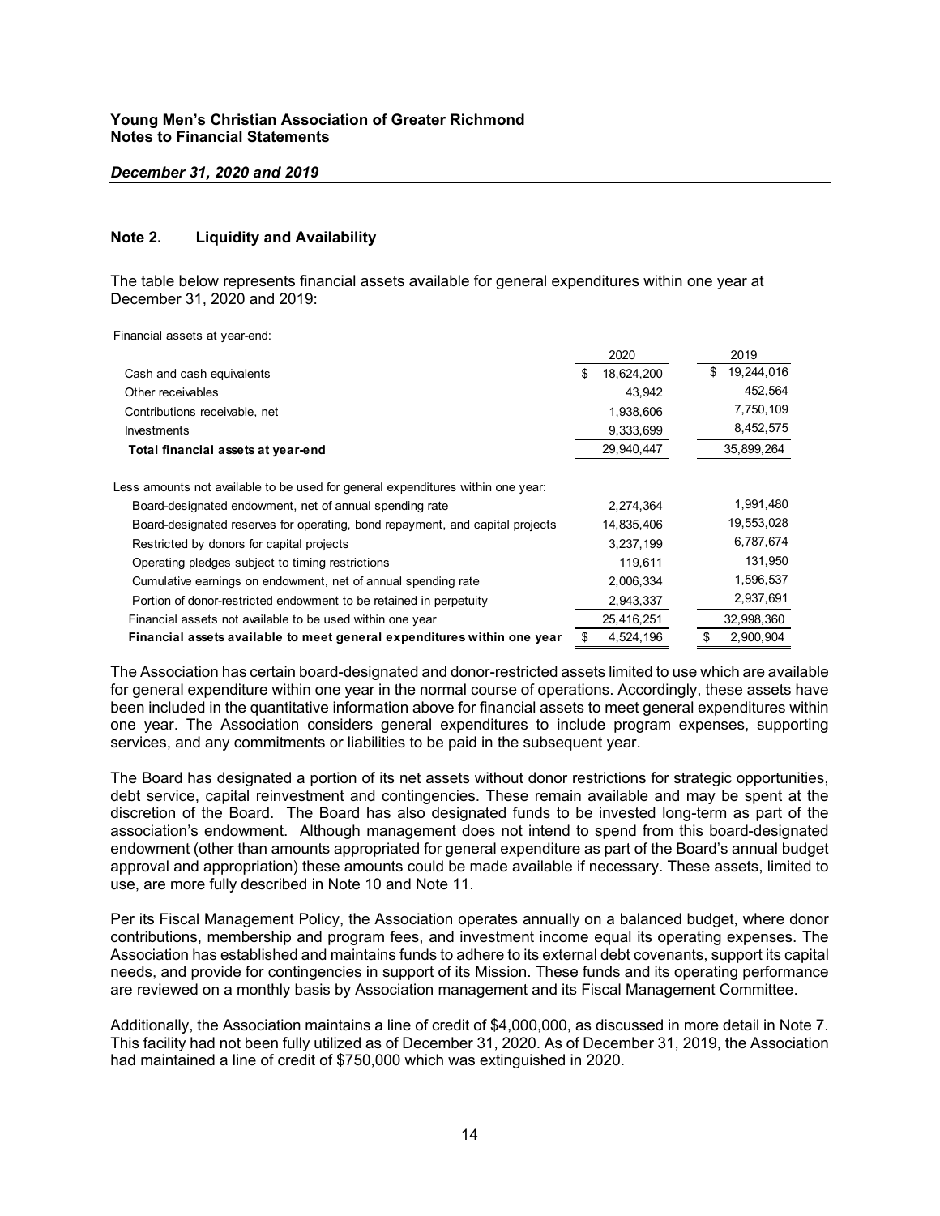# Young Men's Christian Association of Greater Richmond
# Notes to Financial Statements

***December 31, 2020 and 2019***

## Note 2. Liquidity and Availability

The table below represents financial assets available for general expenditures within one year at December 31, 2020 and 2019:

Financial assets at year-end:

| | 2020 | 2019 |
|---|---|---|
| Cash and cash equivalents | $ 18,624,200 | $ 19,244,016 |
| Other receivables | 43,942 | 452,564 |
| Contributions receivable, net | 1,938,606 | 7,750,109 |
| Investments | 9,333,699 | 8,452,575 |
| **Total financial assets at year-end** | 29,940,447 | 35,899,264 |
| Less amounts not available to be used for general expenditures within one year: | | |
| Board-designated endowment, net of annual spending rate | 2,274,364 | 1,991,480 |
| Board-designated reserves for operating, bond repayment, and capital projects | 14,835,406 | 19,553,028 |
| Restricted by donors for capital projects | 3,237,199 | 6,787,674 |
| Operating pledges subject to timing restrictions | 119,611 | 131,950 |
| Cumulative earnings on endowment, net of annual spending rate | 2,006,334 | 1,596,537 |
| Portion of donor-restricted endowment to be retained in perpetuity | 2,943,337 | 2,937,691 |
| Financial assets not available to be used within one year | 25,416,251 | 32,998,360 |
| **Financial assets available to meet general expenditures within one year** | $ 4,524,196 | $ 2,900,904 |

The Association has certain board-designated and donor-restricted assets limited to use which are available for general expenditure within one year in the normal course of operations. Accordingly, these assets have been included in the quantitative information above for financial assets to meet general expenditures within one year. The Association considers general expenditures to include program expenses, supporting services, and any commitments or liabilities to be paid in the subsequent year.

The Board has designated a portion of its net assets without donor restrictions for strategic opportunities, debt service, capital reinvestment and contingencies. These remain available and may be spent at the discretion of the Board. The Board has also designated funds to be invested long-term as part of the association's endowment. Although management does not intend to spend from this board-designated endowment (other than amounts appropriated for general expenditure as part of the Board's annual budget approval and appropriation) these amounts could be made available if necessary. These assets, limited to use, are more fully described in Note 10 and Note 11.

Per its Fiscal Management Policy, the Association operates annually on a balanced budget, where donor contributions, membership and program fees, and investment income equal its operating expenses. The Association has established and maintains funds to adhere to its external debt covenants, support its capital needs, and provide for contingencies in support of its Mission. These funds and its operating performance are reviewed on a monthly basis by Association management and its Fiscal Management Committee.

Additionally, the Association maintains a line of credit of $4,000,000, as discussed in more detail in Note 7. This facility had not been fully utilized as of December 31, 2020. As of December 31, 2019, the Association had maintained a line of credit of $750,000 which was extinguished in 2020.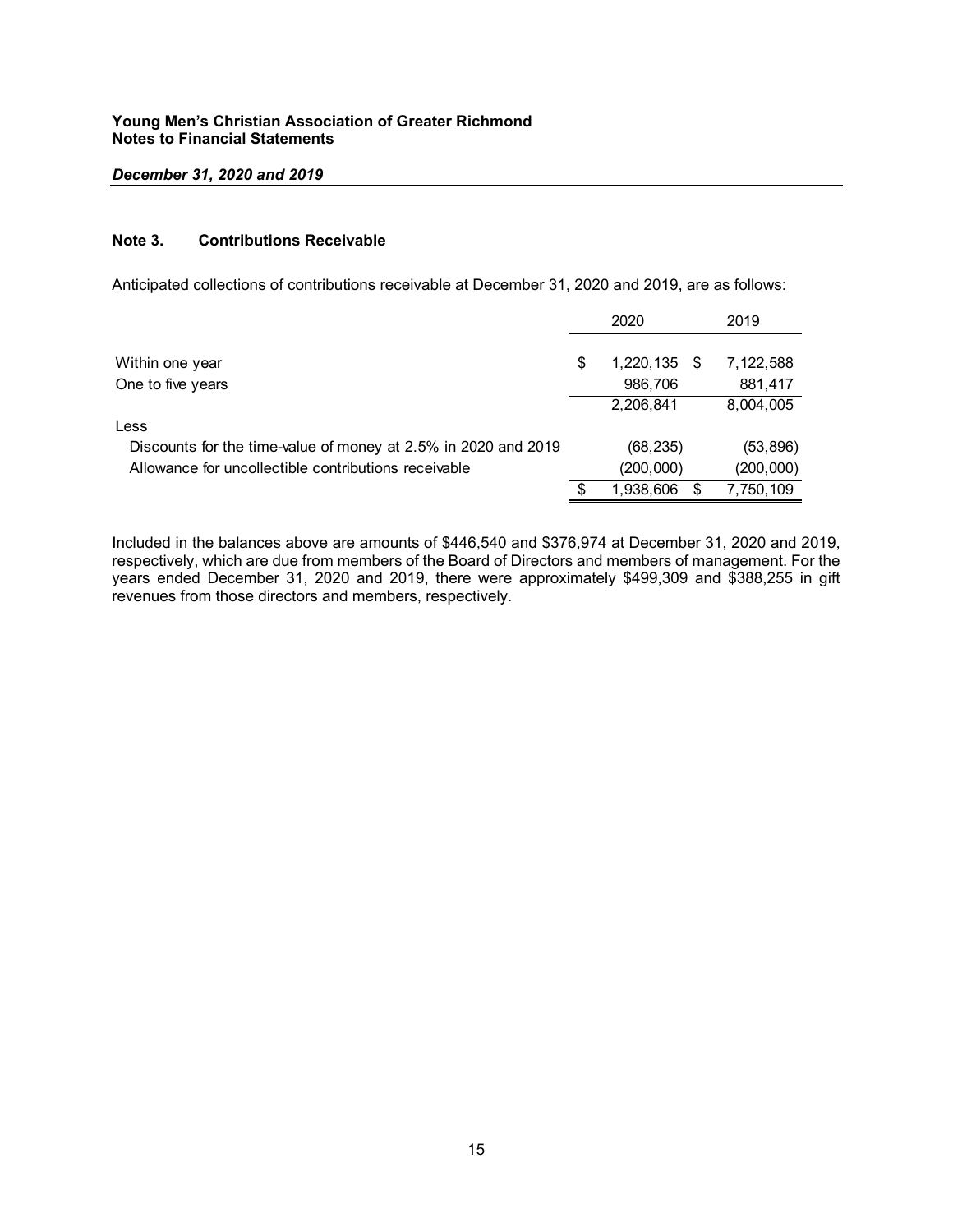**Young Men's Christian Association of Greater Richmond**
**Notes to Financial Statements**

***December 31, 2020 and 2019***

## Note 3. Contributions Receivable

Anticipated collections of contributions receivable at December 31, 2020 and 2019, are as follows:

| | 2020 | 2019 |
|---|---|---|
| Within one year | $ 1,220,135 | $ 7,122,588 |
| One to five years | 986,706 | 881,417 |
| | 2,206,841 | 8,004,005 |
| Less | | |
| Discounts for the time-value of money at 2.5% in 2020 and 2019 | (68,235) | (53,896) |
| Allowance for uncollectible contributions receivable | (200,000) | (200,000) |
| | $ 1,938,606 | $ 7,750,109 |

Included in the balances above are amounts of $446,540 and $376,974 at December 31, 2020 and 2019, respectively, which are due from members of the Board of Directors and members of management. For the years ended December 31, 2020 and 2019, there were approximately $499,309 and $388,255 in gift revenues from those directors and members, respectively.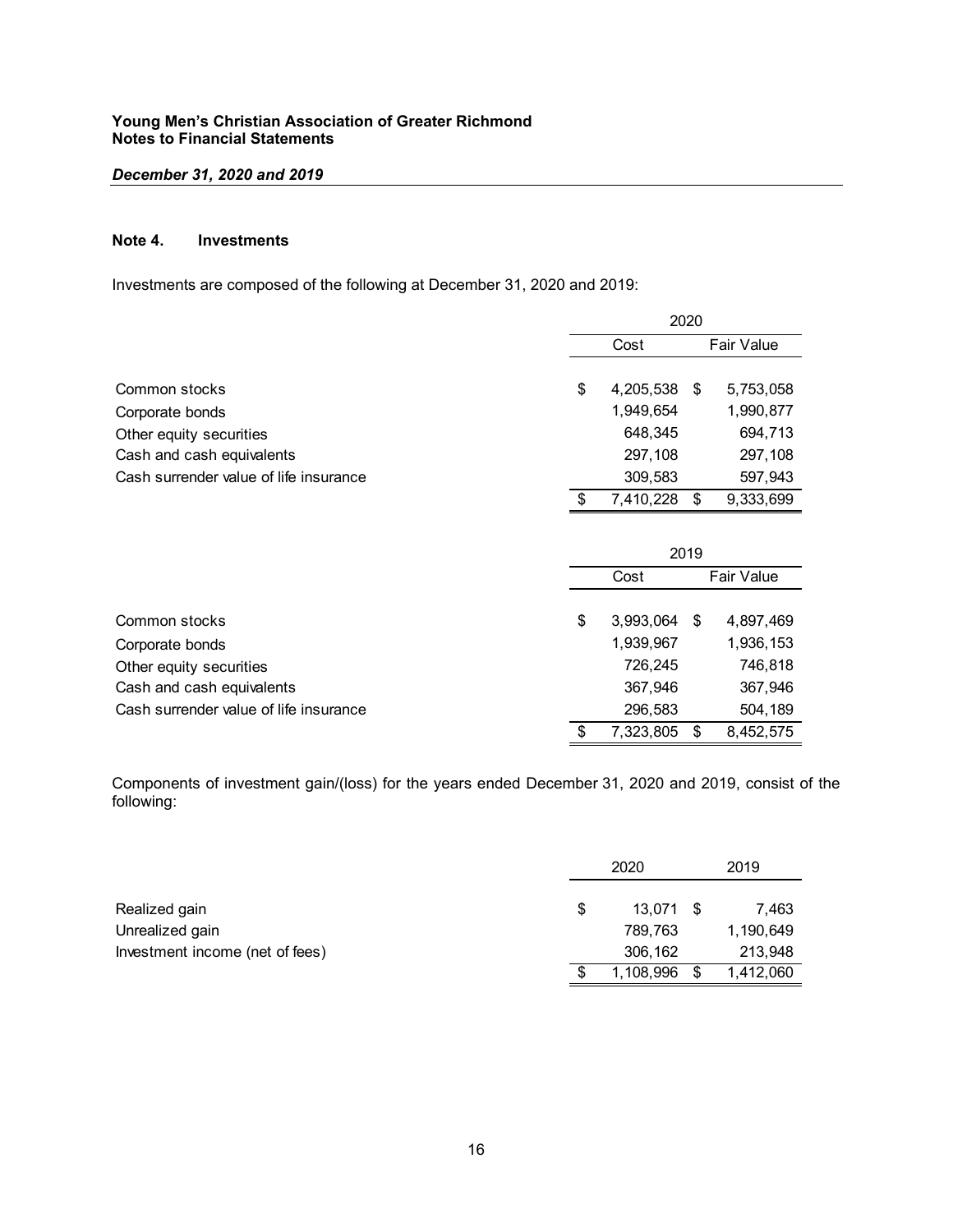**Young Men's Christian Association of Greater Richmond**
**Notes to Financial Statements**

***December 31, 2020 and 2019***

**Note 4. Investments**

Investments are composed of the following at December 31, 2020 and 2019:

| | 2020 | |
|---|---|---|
| | Cost | Fair Value |
| Common stocks | $ 4,205,538 | $ 5,753,058 |
| Corporate bonds | 1,949,654 | 1,990,877 |
| Other equity securities | 648,345 | 694,713 |
| Cash and cash equivalents | 297,108 | 297,108 |
| Cash surrender value of life insurance | 309,583 | 597,943 |
| | $ 7,410,228 | $ 9,333,699 |

| | 2019 | |
|---|---|---|
| | Cost | Fair Value |
| Common stocks | $ 3,993,064 | $ 4,897,469 |
| Corporate bonds | 1,939,967 | 1,936,153 |
| Other equity securities | 726,245 | 746,818 |
| Cash and cash equivalents | 367,946 | 367,946 |
| Cash surrender value of life insurance | 296,583 | 504,189 |
| | $ 7,323,805 | $ 8,452,575 |

Components of investment gain/(loss) for the years ended December 31, 2020 and 2019, consist of the following:

| | 2020 | 2019 |
|---|---|---|
| Realized gain | $ 13,071 | $ 7,463 |
| Unrealized gain | 789,763 | 1,190,649 |
| Investment income (net of fees) | 306,162 | 213,948 |
| | $ 1,108,996 | $ 1,412,060 |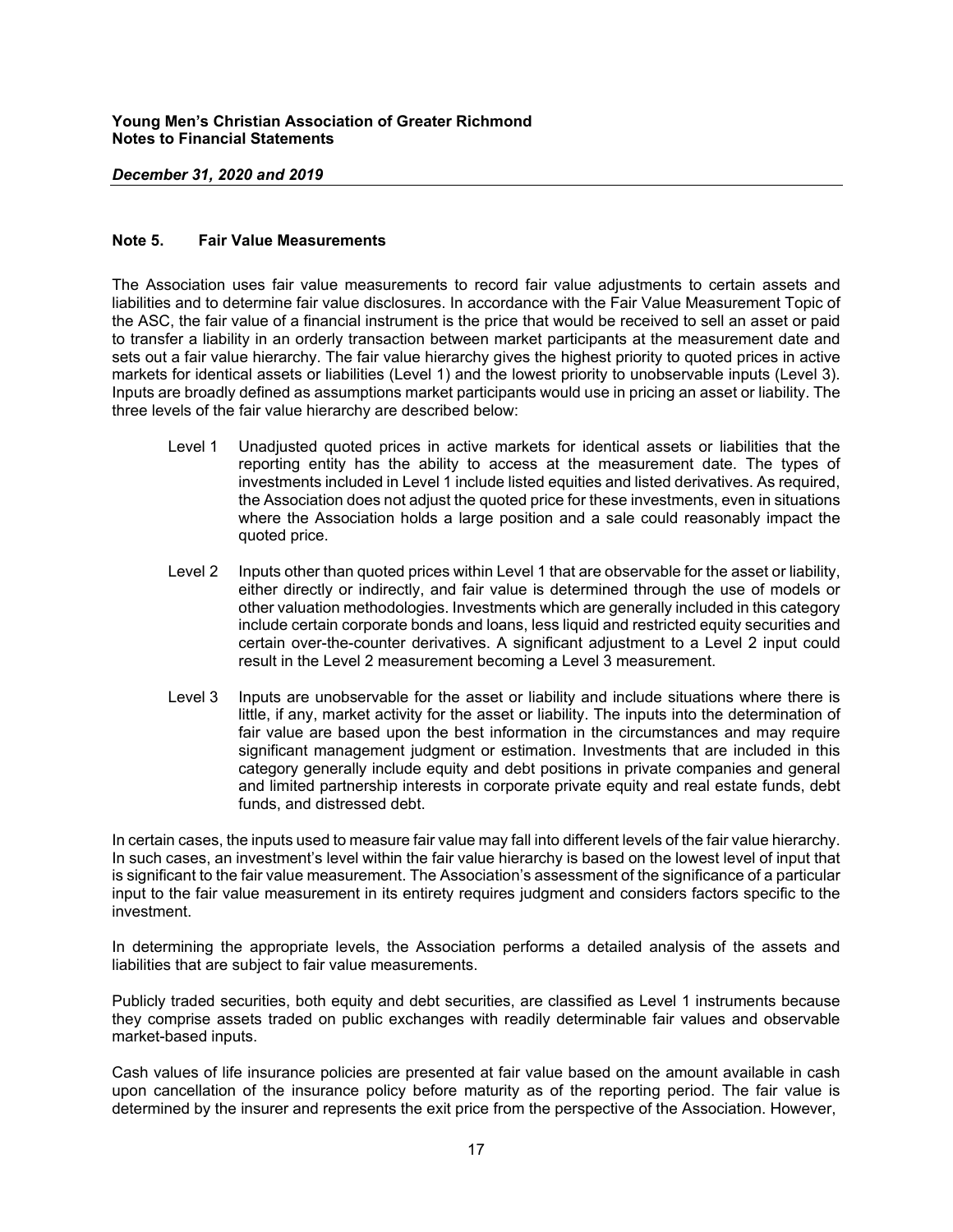## Note 5. Fair Value Measurements

The Association uses fair value measurements to record fair value adjustments to certain assets and liabilities and to determine fair value disclosures. In accordance with the Fair Value Measurement Topic of the ASC, the fair value of a financial instrument is the price that would be received to sell an asset or paid to transfer a liability in an orderly transaction between market participants at the measurement date and sets out a fair value hierarchy. The fair value hierarchy gives the highest priority to quoted prices in active markets for identical assets or liabilities (Level 1) and the lowest priority to unobservable inputs (Level 3). Inputs are broadly defined as assumptions market participants would use in pricing an asset or liability. The three levels of the fair value hierarchy are described below:

- Level 1 Unadjusted quoted prices in active markets for identical assets or liabilities that the reporting entity has the ability to access at the measurement date. The types of investments included in Level 1 include listed equities and listed derivatives. As required, the Association does not adjust the quoted price for these investments, even in situations where the Association holds a large position and a sale could reasonably impact the quoted price.

- Level 2 Inputs other than quoted prices within Level 1 that are observable for the asset or liability, either directly or indirectly, and fair value is determined through the use of models or other valuation methodologies. Investments which are generally included in this category include certain corporate bonds and loans, less liquid and restricted equity securities and certain over-the-counter derivatives. A significant adjustment to a Level 2 input could result in the Level 2 measurement becoming a Level 3 measurement.

- Level 3 Inputs are unobservable for the asset or liability and include situations where there is little, if any, market activity for the asset or liability. The inputs into the determination of fair value are based upon the best information in the circumstances and may require significant management judgment or estimation. Investments that are included in this category generally include equity and debt positions in private companies and general and limited partnership interests in corporate private equity and real estate funds, debt funds, and distressed debt.

In certain cases, the inputs used to measure fair value may fall into different levels of the fair value hierarchy. In such cases, an investment's level within the fair value hierarchy is based on the lowest level of input that is significant to the fair value measurement. The Association's assessment of the significance of a particular input to the fair value measurement in its entirety requires judgment and considers factors specific to the investment.

In determining the appropriate levels, the Association performs a detailed analysis of the assets and liabilities that are subject to fair value measurements.

Publicly traded securities, both equity and debt securities, are classified as Level 1 instruments because they comprise assets traded on public exchanges with readily determinable fair values and observable market-based inputs.

Cash values of life insurance policies are presented at fair value based on the amount available in cash upon cancellation of the insurance policy before maturity as of the reporting period. The fair value is determined by the insurer and represents the exit price from the perspective of the Association. However,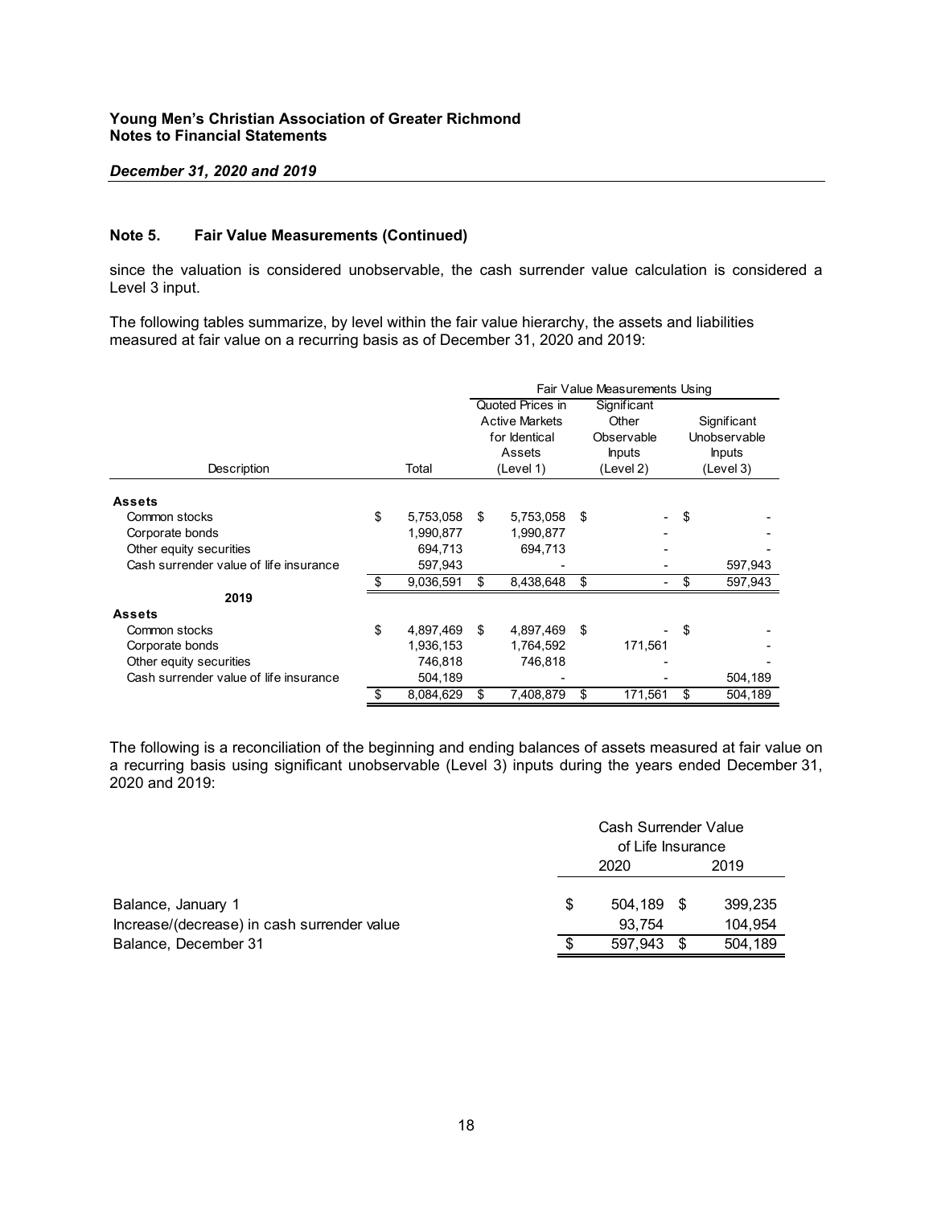**Young Men's Christian Association of Greater Richmond**
**Notes to Financial Statements**

***December 31, 2020 and 2019***

**Note 5. Fair Value Measurements (Continued)**

since the valuation is considered unobservable, the cash surrender value calculation is considered a Level 3 input.

The following tables summarize, by level within the fair value hierarchy, the assets and liabilities measured at fair value on a recurring basis as of December 31, 2020 and 2019:

| | | Fair Value Measurements Using | | |
|---|---|---|---|---|
| Description | Total | Quoted Prices in Active Markets for Identical Assets (Level 1) | Significant Other Observable Inputs (Level 2) | Significant Unobservable Inputs (Level 3) |
| **Assets** | | | | |
| Common stocks | $ 5,753,058 | $ 5,753,058 | $ - | $ - |
| Corporate bonds | 1,990,877 | 1,990,877 | - | - |
| Other equity securities | 694,713 | 694,713 | - | - |
| Cash surrender value of life insurance | 597,943 | - | - | 597,943 |
| | $ 9,036,591 | $ 8,438,648 | $ - | $ 597,943 |
| **2019** | | | | |
| **Assets** | | | | |
| Common stocks | $ 4,897,469 | $ 4,897,469 | $ - | $ - |
| Corporate bonds | 1,936,153 | 1,764,592 | 171,561 | - |
| Other equity securities | 746,818 | 746,818 | - | - |
| Cash surrender value of life insurance | 504,189 | - | - | 504,189 |
| | $ 8,084,629 | $ 7,408,879 | $ 171,561 | $ 504,189 |

The following is a reconciliation of the beginning and ending balances of assets measured at fair value on a recurring basis using significant unobservable (Level 3) inputs during the years ended December 31, 2020 and 2019:

| | Cash Surrender Value of Life Insurance | |
|---|---|---|
| | 2020 | 2019 |
| Balance, January 1 | $ 504,189 | $ 399,235 |
| Increase/(decrease) in cash surrender value | 93,754 | 104,954 |
| Balance, December 31 | $ 597,943 | $ 504,189 |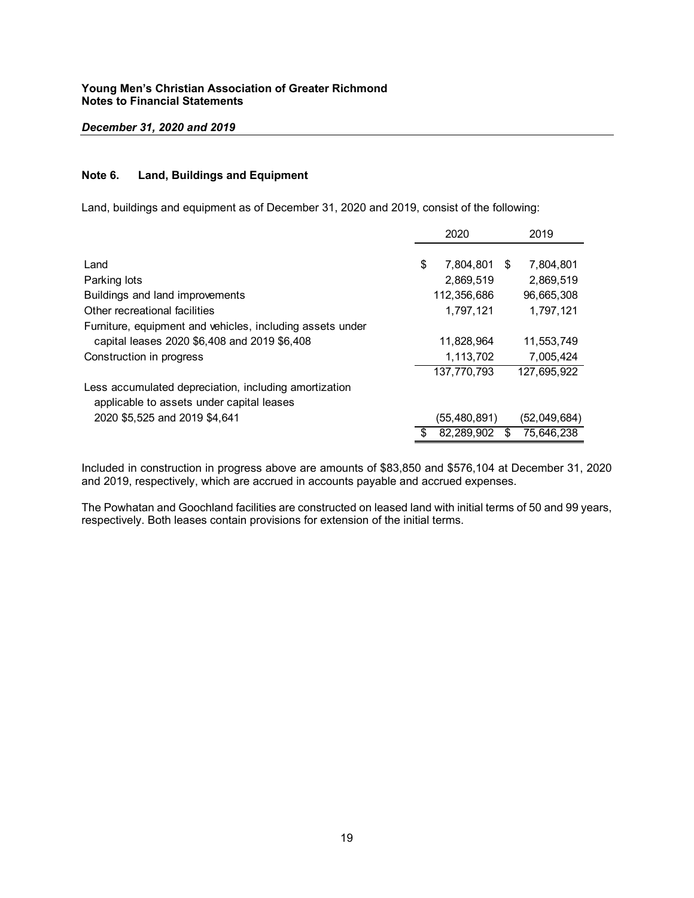**Young Men's Christian Association of Greater Richmond**
**Notes to Financial Statements**

***December 31, 2020 and 2019***

## Note 6. Land, Buildings and Equipment

Land, buildings and equipment as of December 31, 2020 and 2019, consist of the following:

| | 2020 | 2019 |
|---|---|---|
| Land | $ 7,804,801 | $ 7,804,801 |
| Parking lots | 2,869,519 | 2,869,519 |
| Buildings and land improvements | 112,356,686 | 96,665,308 |
| Other recreational facilities | 1,797,121 | 1,797,121 |
| Furniture, equipment and vehicles, including assets under capital leases 2020 $6,408 and 2019 $6,408 | 11,828,964 | 11,553,749 |
| Construction in progress | 1,113,702 | 7,005,424 |
| | 137,770,793 | 127,695,922 |
| Less accumulated depreciation, including amortization applicable to assets under capital leases 2020 $5,525 and 2019 $4,641 | (55,480,891) | (52,049,684) |
| | $ 82,289,902 | $ 75,646,238 |

Included in construction in progress above are amounts of $83,850 and $576,104 at December 31, 2020 and 2019, respectively, which are accrued in accounts payable and accrued expenses.

The Powhatan and Goochland facilities are constructed on leased land with initial terms of 50 and 99 years, respectively. Both leases contain provisions for extension of the initial terms.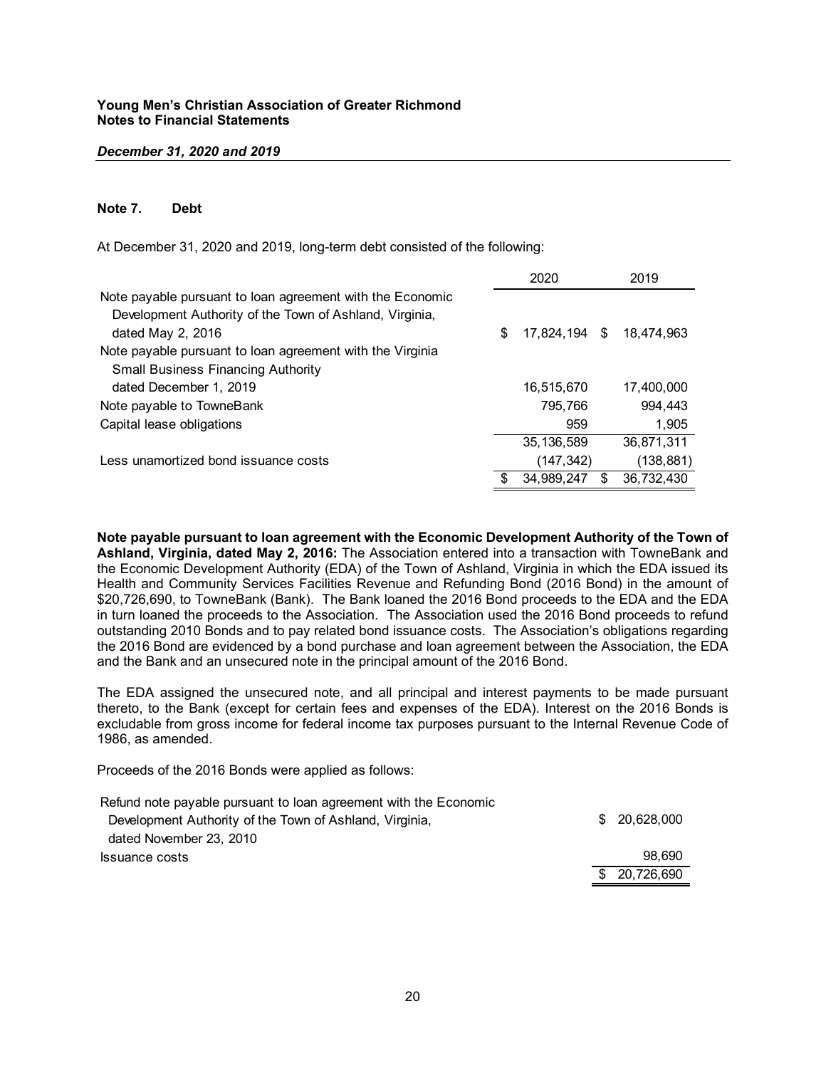**Young Men's Christian Association of Greater Richmond**
**Notes to Financial Statements**

***December 31, 2020 and 2019***

## Note 7. Debt

At December 31, 2020 and 2019, long-term debt consisted of the following:

| | 2020 | 2019 |
|---|---|---|
| Note payable pursuant to loan agreement with the Economic Development Authority of the Town of Ashland, Virginia, dated May 2, 2016 | $ 17,824,194 | $ 18,474,963 |
| Note payable pursuant to loan agreement with the Virginia Small Business Financing Authority dated December 1, 2019 | 16,515,670 | 17,400,000 |
| Note payable to TowneBank | 795,766 | 994,443 |
| Capital lease obligations | 959 | 1,905 |
| | 35,136,589 | 36,871,311 |
| Less unamortized bond issuance costs | (147,342) | (138,881) |
| | $ 34,989,247 | $ 36,732,430 |

**Note payable pursuant to loan agreement with the Economic Development Authority of the Town of Ashland, Virginia, dated May 2, 2016:** The Association entered into a transaction with TowneBank and the Economic Development Authority (EDA) of the Town of Ashland, Virginia in which the EDA issued its Health and Community Services Facilities Revenue and Refunding Bond (2016 Bond) in the amount of $20,726,690, to TowneBank (Bank). The Bank loaned the 2016 Bond proceeds to the EDA and the EDA in turn loaned the proceeds to the Association. The Association used the 2016 Bond proceeds to refund outstanding 2010 Bonds and to pay related bond issuance costs. The Association's obligations regarding the 2016 Bond are evidenced by a bond purchase and loan agreement between the Association, the EDA and the Bank and an unsecured note in the principal amount of the 2016 Bond.

The EDA assigned the unsecured note, and all principal and interest payments to be made pursuant thereto, to the Bank (except for certain fees and expenses of the EDA). Interest on the 2016 Bonds is excludable from gross income for federal income tax purposes pursuant to the Internal Revenue Code of 1986, as amended.

Proceeds of the 2016 Bonds were applied as follows:

| | |
|---|---|
| Refund note payable pursuant to loan agreement with the Economic Development Authority of the Town of Ashland, Virginia, dated November 23, 2010 | $ 20,628,000 |
| Issuance costs | 98,690 |
| | $ 20,726,690 |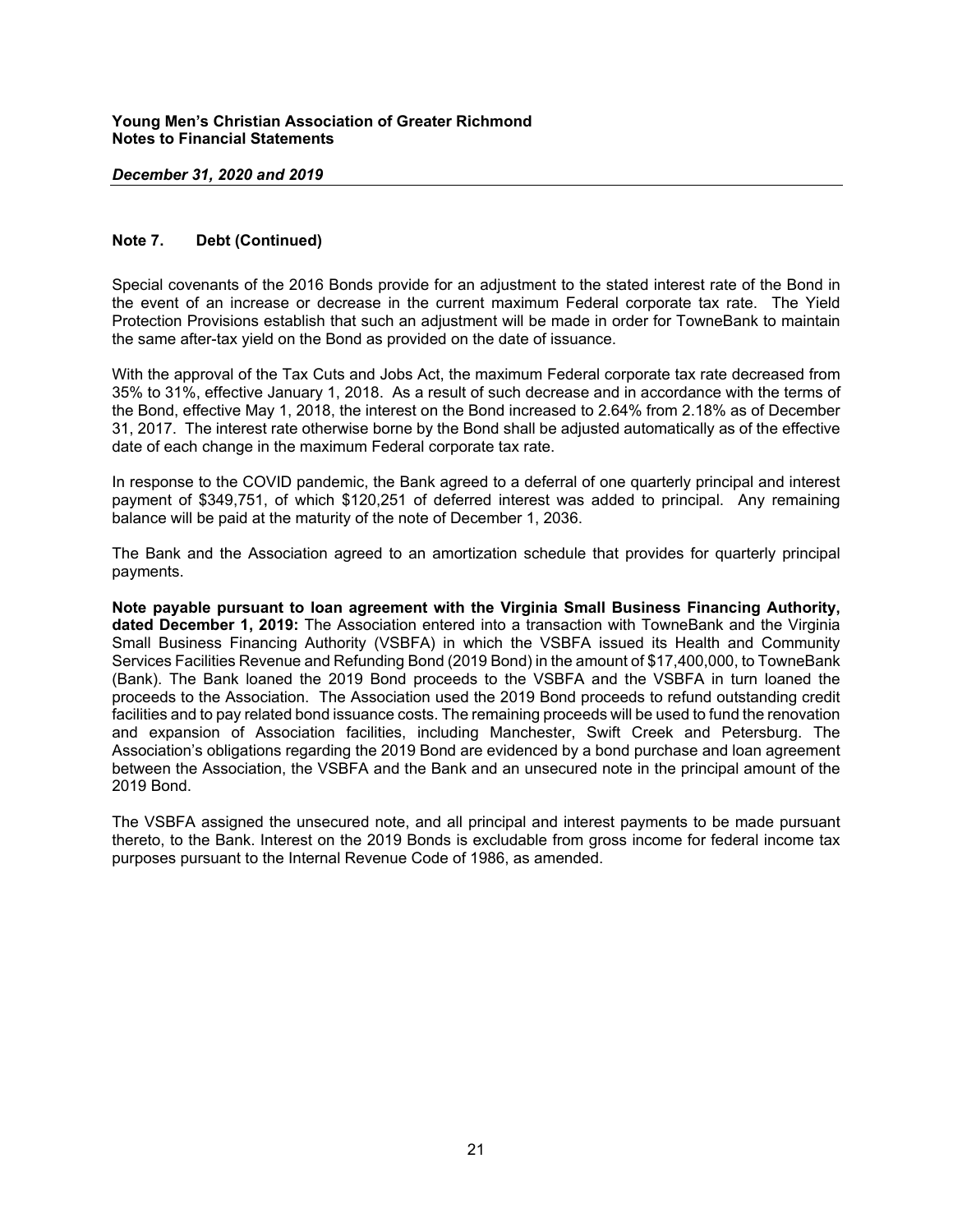## Note 7. Debt (Continued)

Special covenants of the 2016 Bonds provide for an adjustment to the stated interest rate of the Bond in the event of an increase or decrease in the current maximum Federal corporate tax rate. The Yield Protection Provisions establish that such an adjustment will be made in order for TowneBank to maintain the same after-tax yield on the Bond as provided on the date of issuance.

With the approval of the Tax Cuts and Jobs Act, the maximum Federal corporate tax rate decreased from 35% to 31%, effective January 1, 2018. As a result of such decrease and in accordance with the terms of the Bond, effective May 1, 2018, the interest on the Bond increased to 2.64% from 2.18% as of December 31, 2017. The interest rate otherwise borne by the Bond shall be adjusted automatically as of the effective date of each change in the maximum Federal corporate tax rate.

In response to the COVID pandemic, the Bank agreed to a deferral of one quarterly principal and interest payment of $349,751, of which $120,251 of deferred interest was added to principal. Any remaining balance will be paid at the maturity of the note of December 1, 2036.

The Bank and the Association agreed to an amortization schedule that provides for quarterly principal payments.

**Note payable pursuant to loan agreement with the Virginia Small Business Financing Authority, dated December 1, 2019:** The Association entered into a transaction with TowneBank and the Virginia Small Business Financing Authority (VSBFA) in which the VSBFA issued its Health and Community Services Facilities Revenue and Refunding Bond (2019 Bond) in the amount of $17,400,000, to TowneBank (Bank). The Bank loaned the 2019 Bond proceeds to the VSBFA and the VSBFA in turn loaned the proceeds to the Association. The Association used the 2019 Bond proceeds to refund outstanding credit facilities and to pay related bond issuance costs. The remaining proceeds will be used to fund the renovation and expansion of Association facilities, including Manchester, Swift Creek and Petersburg. The Association's obligations regarding the 2019 Bond are evidenced by a bond purchase and loan agreement between the Association, the VSBFA and the Bank and an unsecured note in the principal amount of the 2019 Bond.

The VSBFA assigned the unsecured note, and all principal and interest payments to be made pursuant thereto, to the Bank. Interest on the 2019 Bonds is excludable from gross income for federal income tax purposes pursuant to the Internal Revenue Code of 1986, as amended.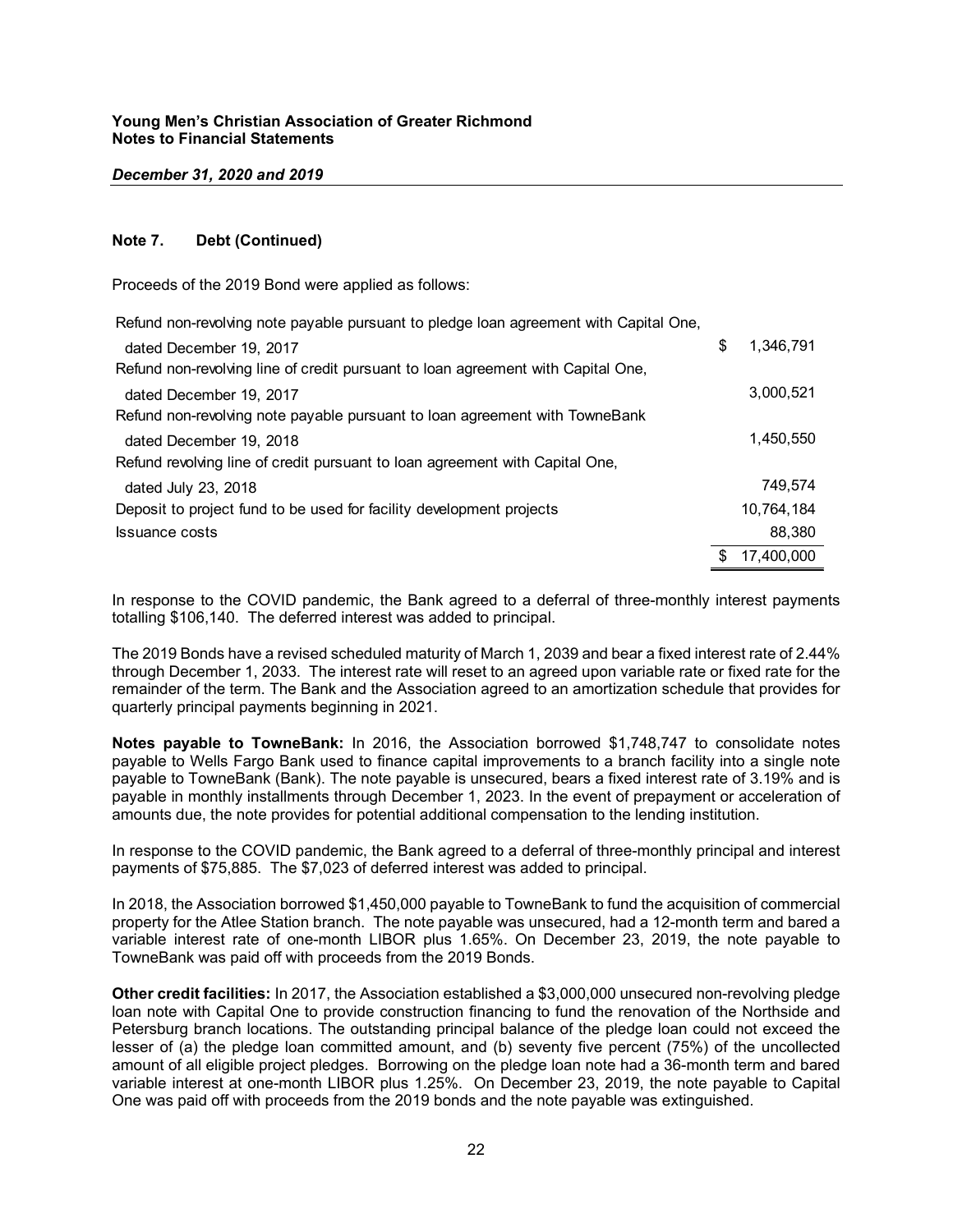## Note 7. Debt (Continued)

Proceeds of the 2019 Bond were applied as follows:

| | |
|---|---|
| Refund non-revolving note payable pursuant to pledge loan agreement with Capital One, dated December 19, 2017 | $ 1,346,791 |
| Refund non-revolving line of credit pursuant to loan agreement with Capital One, dated December 19, 2017 | 3,000,521 |
| Refund non-revolving note payable pursuant to loan agreement with TowneBank dated December 19, 2018 | 1,450,550 |
| Refund revolving line of credit pursuant to loan agreement with Capital One, dated July 23, 2018 | 749,574 |
| Deposit to project fund to be used for facility development projects | 10,764,184 |
| Issuance costs | 88,380 |
| | $ 17,400,000 |

In response to the COVID pandemic, the Bank agreed to a deferral of three-monthly interest payments totalling $106,140. The deferred interest was added to principal.

The 2019 Bonds have a revised scheduled maturity of March 1, 2039 and bear a fixed interest rate of 2.44% through December 1, 2033. The interest rate will reset to an agreed upon variable rate or fixed rate for the remainder of the term. The Bank and the Association agreed to an amortization schedule that provides for quarterly principal payments beginning in 2021.

**Notes payable to TowneBank:** In 2016, the Association borrowed $1,748,747 to consolidate notes payable to Wells Fargo Bank used to finance capital improvements to a branch facility into a single note payable to TowneBank (Bank). The note payable is unsecured, bears a fixed interest rate of 3.19% and is payable in monthly installments through December 1, 2023. In the event of prepayment or acceleration of amounts due, the note provides for potential additional compensation to the lending institution.

In response to the COVID pandemic, the Bank agreed to a deferral of three-monthly principal and interest payments of $75,885. The $7,023 of deferred interest was added to principal.

In 2018, the Association borrowed $1,450,000 payable to TowneBank to fund the acquisition of commercial property for the Atlee Station branch. The note payable was unsecured, had a 12-month term and bared a variable interest rate of one-month LIBOR plus 1.65%. On December 23, 2019, the note payable to TowneBank was paid off with proceeds from the 2019 Bonds.

**Other credit facilities:** In 2017, the Association established a $3,000,000 unsecured non-revolving pledge loan note with Capital One to provide construction financing to fund the renovation of the Northside and Petersburg branch locations. The outstanding principal balance of the pledge loan could not exceed the lesser of (a) the pledge loan committed amount, and (b) seventy five percent (75%) of the uncollected amount of all eligible project pledges. Borrowing on the pledge loan note had a 36-month term and bared variable interest at one-month LIBOR plus 1.25%. On December 23, 2019, the note payable to Capital One was paid off with proceeds from the 2019 bonds and the note payable was extinguished.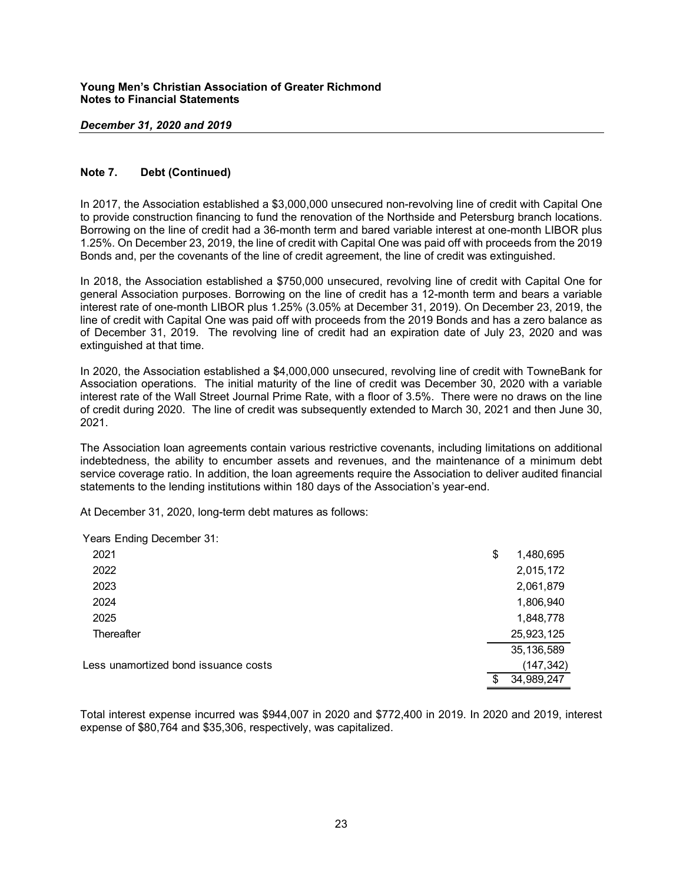## Note 7. Debt (Continued)

In 2017, the Association established a $3,000,000 unsecured non-revolving line of credit with Capital One to provide construction financing to fund the renovation of the Northside and Petersburg branch locations. Borrowing on the line of credit had a 36-month term and bared variable interest at one-month LIBOR plus 1.25%. On December 23, 2019, the line of credit with Capital One was paid off with proceeds from the 2019 Bonds and, per the covenants of the line of credit agreement, the line of credit was extinguished.

In 2018, the Association established a $750,000 unsecured, revolving line of credit with Capital One for general Association purposes. Borrowing on the line of credit has a 12-month term and bears a variable interest rate of one-month LIBOR plus 1.25% (3.05% at December 31, 2019). On December 23, 2019, the line of credit with Capital One was paid off with proceeds from the 2019 Bonds and has a zero balance as of December 31, 2019. The revolving line of credit had an expiration date of July 23, 2020 and was extinguished at that time.

In 2020, the Association established a $4,000,000 unsecured, revolving line of credit with TowneBank for Association operations. The initial maturity of the line of credit was December 30, 2020 with a variable interest rate of the Wall Street Journal Prime Rate, with a floor of 3.5%. There were no draws on the line of credit during 2020. The line of credit was subsequently extended to March 30, 2021 and then June 30, 2021.

The Association loan agreements contain various restrictive covenants, including limitations on additional indebtedness, the ability to encumber assets and revenues, and the maintenance of a minimum debt service coverage ratio. In addition, the loan agreements require the Association to deliver audited financial statements to the lending institutions within 180 days of the Association's year-end.

At December 31, 2020, long-term debt matures as follows:

| Years Ending December 31: | |
|---|---|
| 2021 | $ 1,480,695 |
| 2022 | 2,015,172 |
| 2023 | 2,061,879 |
| 2024 | 1,806,940 |
| 2025 | 1,848,778 |
| Thereafter | 25,923,125 |
| | 35,136,589 |
| Less unamortized bond issuance costs | (147,342) |
| | $ 34,989,247 |

Total interest expense incurred was $944,007 in 2020 and $772,400 in 2019. In 2020 and 2019, interest expense of $80,764 and $35,306, respectively, was capitalized.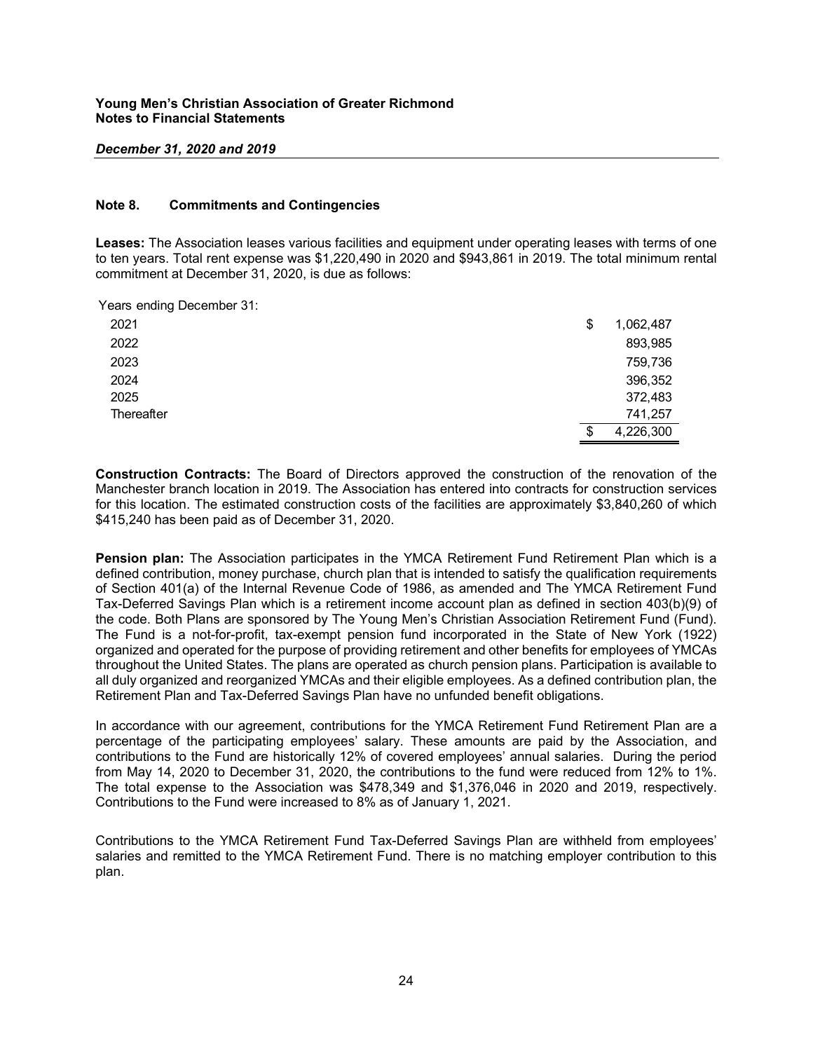**Young Men's Christian Association of Greater Richmond**
**Notes to Financial Statements**

***December 31, 2020 and 2019***

## Note 8. Commitments and Contingencies

**Leases:** The Association leases various facilities and equipment under operating leases with terms of one to ten years. Total rent expense was $1,220,490 in 2020 and $943,861 in 2019. The total minimum rental commitment at December 31, 2020, is due as follows:

| Years ending December 31: | | |
|---|---|---|
| 2021 | $ | 1,062,487 |
| 2022 | | 893,985 |
| 2023 | | 759,736 |
| 2024 | | 396,352 |
| 2025 | | 372,483 |
| Thereafter | | 741,257 |
| | $ | 4,226,300 |

**Construction Contracts:** The Board of Directors approved the construction of the renovation of the Manchester branch location in 2019. The Association has entered into contracts for construction services for this location. The estimated construction costs of the facilities are approximately $3,840,260 of which $415,240 has been paid as of December 31, 2020.

**Pension plan:** The Association participates in the YMCA Retirement Fund Retirement Plan which is a defined contribution, money purchase, church plan that is intended to satisfy the qualification requirements of Section 401(a) of the Internal Revenue Code of 1986, as amended and The YMCA Retirement Fund Tax-Deferred Savings Plan which is a retirement income account plan as defined in section 403(b)(9) of the code. Both Plans are sponsored by The Young Men's Christian Association Retirement Fund (Fund). The Fund is a not-for-profit, tax-exempt pension fund incorporated in the State of New York (1922) organized and operated for the purpose of providing retirement and other benefits for employees of YMCAs throughout the United States. The plans are operated as church pension plans. Participation is available to all duly organized and reorganized YMCAs and their eligible employees. As a defined contribution plan, the Retirement Plan and Tax-Deferred Savings Plan have no unfunded benefit obligations.

In accordance with our agreement, contributions for the YMCA Retirement Fund Retirement Plan are a percentage of the participating employees' salary. These amounts are paid by the Association, and contributions to the Fund are historically 12% of covered employees' annual salaries. During the period from May 14, 2020 to December 31, 2020, the contributions to the fund were reduced from 12% to 1%. The total expense to the Association was $478,349 and $1,376,046 in 2020 and 2019, respectively. Contributions to the Fund were increased to 8% as of January 1, 2021.

Contributions to the YMCA Retirement Fund Tax-Deferred Savings Plan are withheld from employees' salaries and remitted to the YMCA Retirement Fund. There is no matching employer contribution to this plan.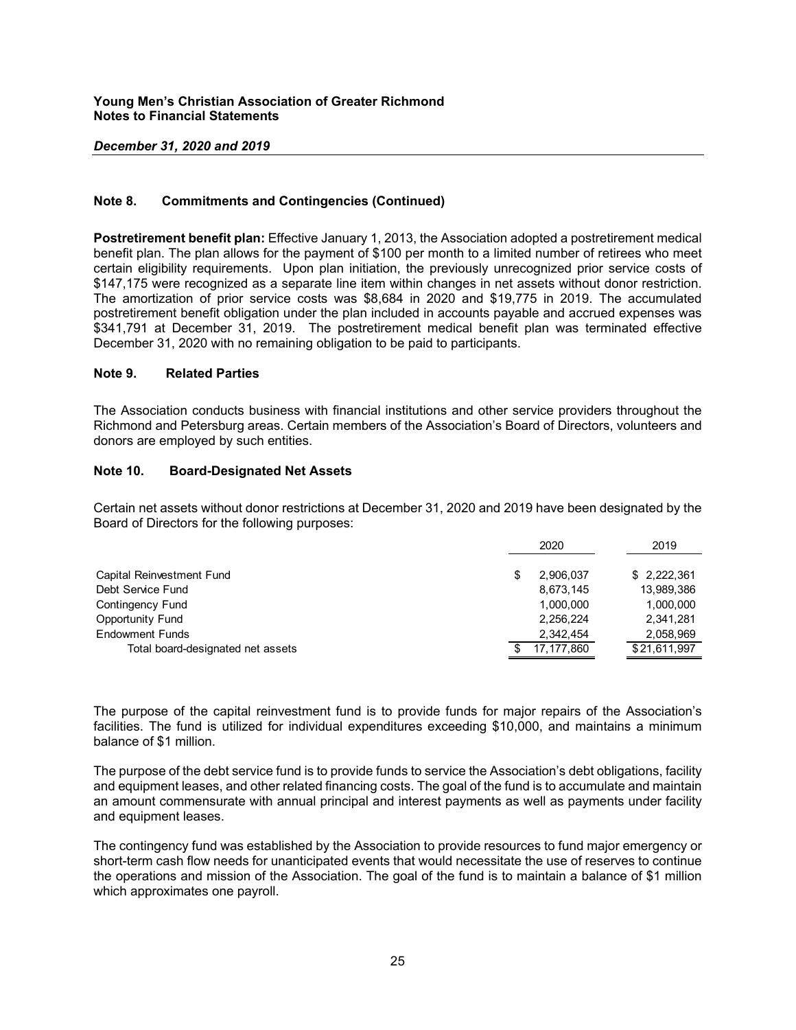## Note 8. Commitments and Contingencies (Continued)

**Postretirement benefit plan:** Effective January 1, 2013, the Association adopted a postretirement medical benefit plan. The plan allows for the payment of $100 per month to a limited number of retirees who meet certain eligibility requirements. Upon plan initiation, the previously unrecognized prior service costs of $147,175 were recognized as a separate line item within changes in net assets without donor restriction. The amortization of prior service costs was $8,684 in 2020 and $19,775 in 2019. The accumulated postretirement benefit obligation under the plan included in accounts payable and accrued expenses was $341,791 at December 31, 2019. The postretirement medical benefit plan was terminated effective December 31, 2020 with no remaining obligation to be paid to participants.

## Note 9. Related Parties

The Association conducts business with financial institutions and other service providers throughout the Richmond and Petersburg areas. Certain members of the Association's Board of Directors, volunteers and donors are employed by such entities.

## Note 10. Board-Designated Net Assets

Certain net assets without donor restrictions at December 31, 2020 and 2019 have been designated by the Board of Directors for the following purposes:

| | 2020 | 2019 |
|---|---|---|
| Capital Reinvestment Fund | $ 2,906,037 | $ 2,222,361 |
| Debt Service Fund | 8,673,145 | 13,989,386 |
| Contingency Fund | 1,000,000 | 1,000,000 |
| Opportunity Fund | 2,256,224 | 2,341,281 |
| Endowment Funds | 2,342,454 | 2,058,969 |
| Total board-designated net assets | $ 17,177,860 | $ 21,611,997 |

The purpose of the capital reinvestment fund is to provide funds for major repairs of the Association's facilities. The fund is utilized for individual expenditures exceeding $10,000, and maintains a minimum balance of $1 million.

The purpose of the debt service fund is to provide funds to service the Association's debt obligations, facility and equipment leases, and other related financing costs. The goal of the fund is to accumulate and maintain an amount commensurate with annual principal and interest payments as well as payments under facility and equipment leases.

The contingency fund was established by the Association to provide resources to fund major emergency or short-term cash flow needs for unanticipated events that would necessitate the use of reserves to continue the operations and mission of the Association. The goal of the fund is to maintain a balance of $1 million which approximates one payroll.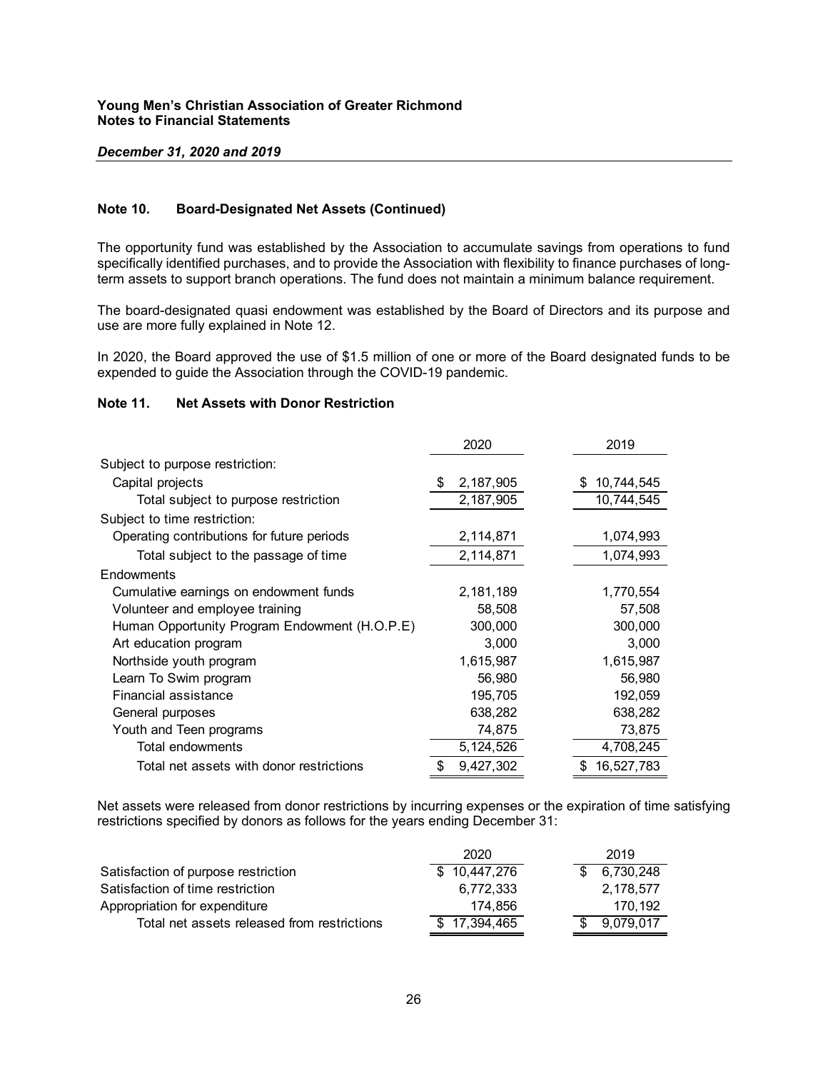## Note 10. Board-Designated Net Assets (Continued)

The opportunity fund was established by the Association to accumulate savings from operations to fund specifically identified purchases, and to provide the Association with flexibility to finance purchases of long-term assets to support branch operations. The fund does not maintain a minimum balance requirement.

The board-designated quasi endowment was established by the Board of Directors and its purpose and use are more fully explained in Note 12.

In 2020, the Board approved the use of $1.5 million of one or more of the Board designated funds to be expended to guide the Association through the COVID-19 pandemic.

## Note 11. Net Assets with Donor Restriction

| | 2020 | 2019 |
|---|---|---|
| Subject to purpose restriction: | | |
| Capital projects | $ 2,187,905 | $ 10,744,545 |
| Total subject to purpose restriction | 2,187,905 | 10,744,545 |
| Subject to time restriction: | | |
| Operating contributions for future periods | 2,114,871 | 1,074,993 |
| Total subject to the passage of time | 2,114,871 | 1,074,993 |
| Endowments | | |
| Cumulative earnings on endowment funds | 2,181,189 | 1,770,554 |
| Volunteer and employee training | 58,508 | 57,508 |
| Human Opportunity Program Endowment (H.O.P.E) | 300,000 | 300,000 |
| Art education program | 3,000 | 3,000 |
| Northside youth program | 1,615,987 | 1,615,987 |
| Learn To Swim program | 56,980 | 56,980 |
| Financial assistance | 195,705 | 192,059 |
| General purposes | 638,282 | 638,282 |
| Youth and Teen programs | 74,875 | 73,875 |
| Total endowments | 5,124,526 | 4,708,245 |
| Total net assets with donor restrictions | $ 9,427,302 | $ 16,527,783 |

Net assets were released from donor restrictions by incurring expenses or the expiration of time satisfying restrictions specified by donors as follows for the years ending December 31:

| | 2020 | 2019 |
|---|---|---|
| Satisfaction of purpose restriction | $ 10,447,276 | $ 6,730,248 |
| Satisfaction of time restriction | 6,772,333 | 2,178,577 |
| Appropriation for expenditure | 174,856 | 170,192 |
| Total net assets released from restrictions | $ 17,394,465 | $ 9,079,017 |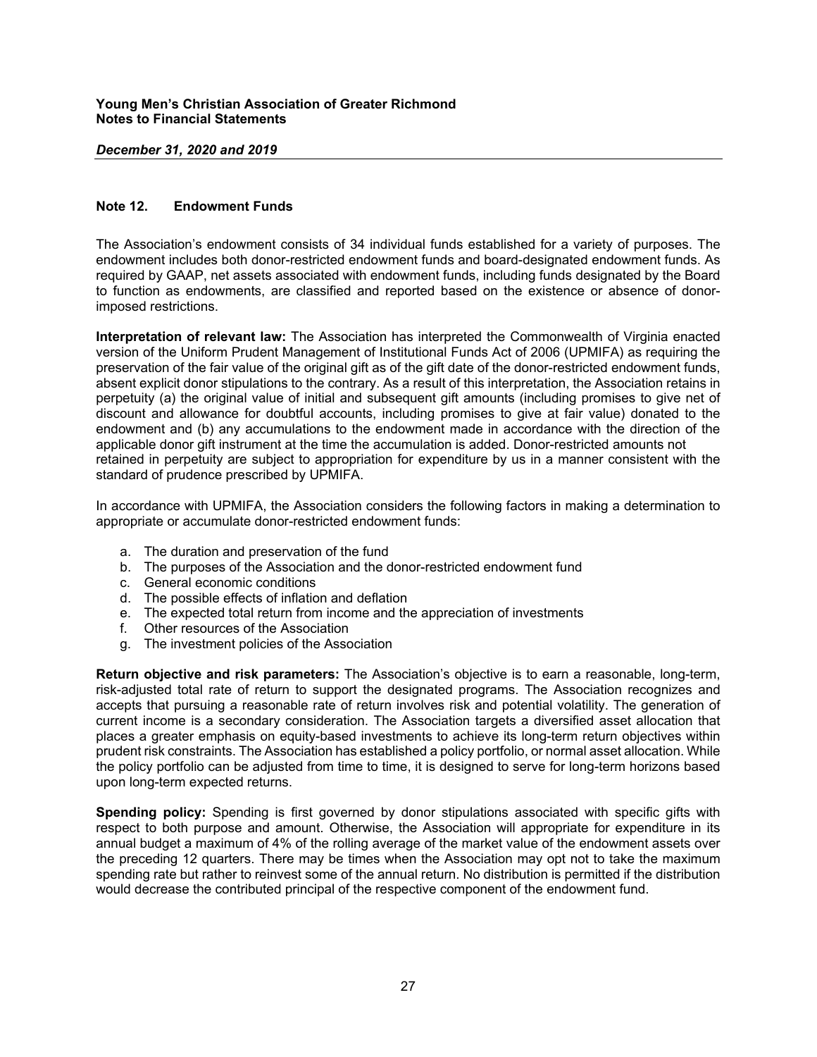## Note 12. Endowment Funds

The Association's endowment consists of 34 individual funds established for a variety of purposes. The endowment includes both donor-restricted endowment funds and board-designated endowment funds. As required by GAAP, net assets associated with endowment funds, including funds designated by the Board to function as endowments, are classified and reported based on the existence or absence of donor-imposed restrictions.

**Interpretation of relevant law:** The Association has interpreted the Commonwealth of Virginia enacted version of the Uniform Prudent Management of Institutional Funds Act of 2006 (UPMIFA) as requiring the preservation of the fair value of the original gift as of the gift date of the donor-restricted endowment funds, absent explicit donor stipulations to the contrary. As a result of this interpretation, the Association retains in perpetuity (a) the original value of initial and subsequent gift amounts (including promises to give net of discount and allowance for doubtful accounts, including promises to give at fair value) donated to the endowment and (b) any accumulations to the endowment made in accordance with the direction of the applicable donor gift instrument at the time the accumulation is added. Donor-restricted amounts not retained in perpetuity are subject to appropriation for expenditure by us in a manner consistent with the standard of prudence prescribed by UPMIFA.

In accordance with UPMIFA, the Association considers the following factors in making a determination to appropriate or accumulate donor-restricted endowment funds:

a. The duration and preservation of the fund
b. The purposes of the Association and the donor-restricted endowment fund
c. General economic conditions
d. The possible effects of inflation and deflation
e. The expected total return from income and the appreciation of investments
f. Other resources of the Association
g. The investment policies of the Association

**Return objective and risk parameters:** The Association's objective is to earn a reasonable, long-term, risk-adjusted total rate of return to support the designated programs. The Association recognizes and accepts that pursuing a reasonable rate of return involves risk and potential volatility. The generation of current income is a secondary consideration. The Association targets a diversified asset allocation that places a greater emphasis on equity-based investments to achieve its long-term return objectives within prudent risk constraints. The Association has established a policy portfolio, or normal asset allocation. While the policy portfolio can be adjusted from time to time, it is designed to serve for long-term horizons based upon long-term expected returns.

**Spending policy:** Spending is first governed by donor stipulations associated with specific gifts with respect to both purpose and amount. Otherwise, the Association will appropriate for expenditure in its annual budget a maximum of 4% of the rolling average of the market value of the endowment assets over the preceding 12 quarters. There may be times when the Association may opt not to take the maximum spending rate but rather to reinvest some of the annual return. No distribution is permitted if the distribution would decrease the contributed principal of the respective component of the endowment fund.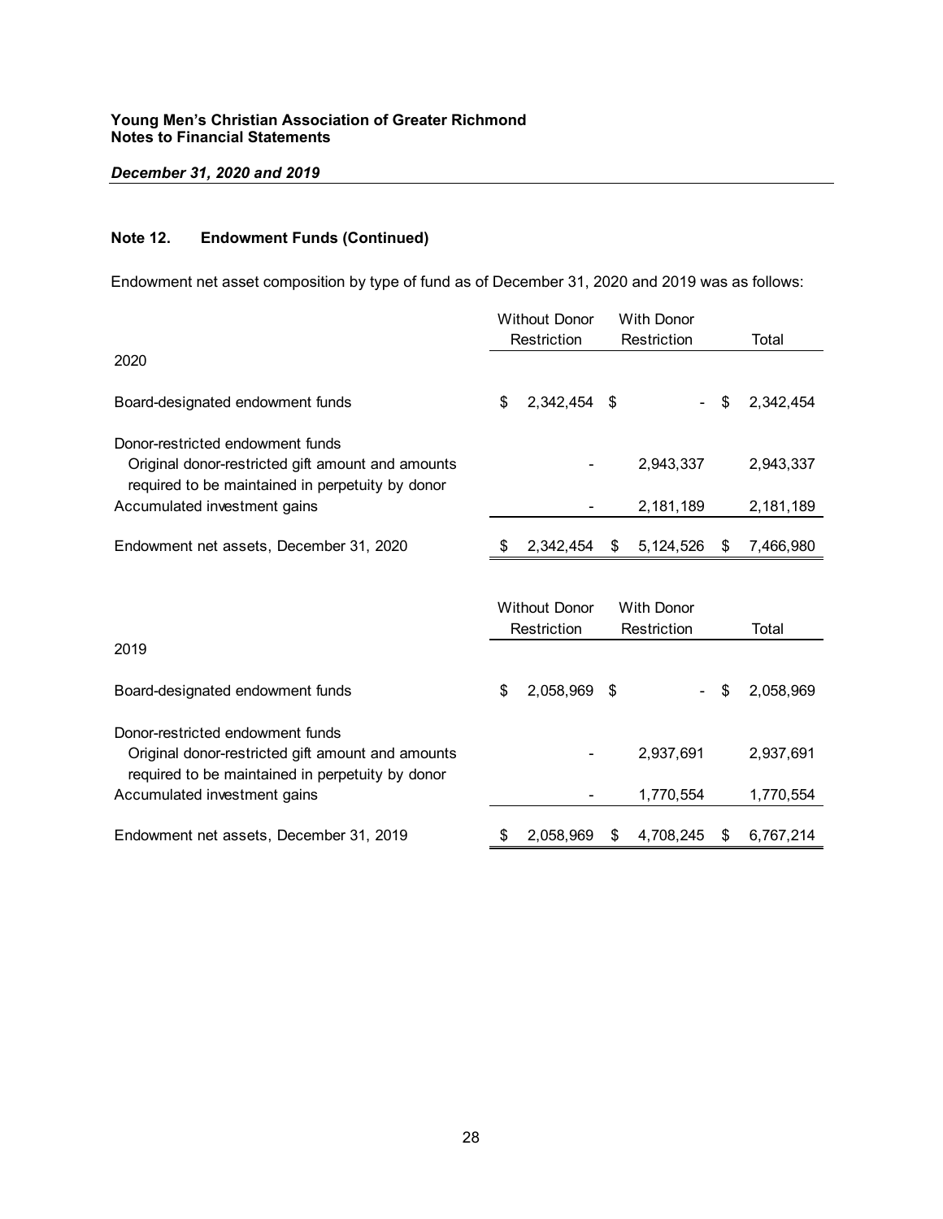**Young Men's Christian Association of Greater Richmond**
**Notes to Financial Statements**

***December 31, 2020 and 2019***

## Note 12. Endowment Funds (Continued)

Endowment net asset composition by type of fund as of December 31, 2020 and 2019 was as follows:

| | Without Donor Restriction | With Donor Restriction | Total |
|---|---|---|---|
| **2020** | | | |
| Board-designated endowment funds | $ 2,342,454 | $ - | $ 2,342,454 |
| Donor-restricted endowment funds | | | |
| Original donor-restricted gift amount and amounts required to be maintained in perpetuity by donor | - | 2,943,337 | 2,943,337 |
| Accumulated investment gains | - | 2,181,189 | 2,181,189 |
| Endowment net assets, December 31, 2020 | $ 2,342,454 | $ 5,124,526 | $ 7,466,980 |

| | Without Donor Restriction | With Donor Restriction | Total |
|---|---|---|---|
| **2019** | | | |
| Board-designated endowment funds | $ 2,058,969 | $ - | $ 2,058,969 |
| Donor-restricted endowment funds | | | |
| Original donor-restricted gift amount and amounts required to be maintained in perpetuity by donor | - | 2,937,691 | 2,937,691 |
| Accumulated investment gains | - | 1,770,554 | 1,770,554 |
| Endowment net assets, December 31, 2019 | $ 2,058,969 | $ 4,708,245 | $ 6,767,214 |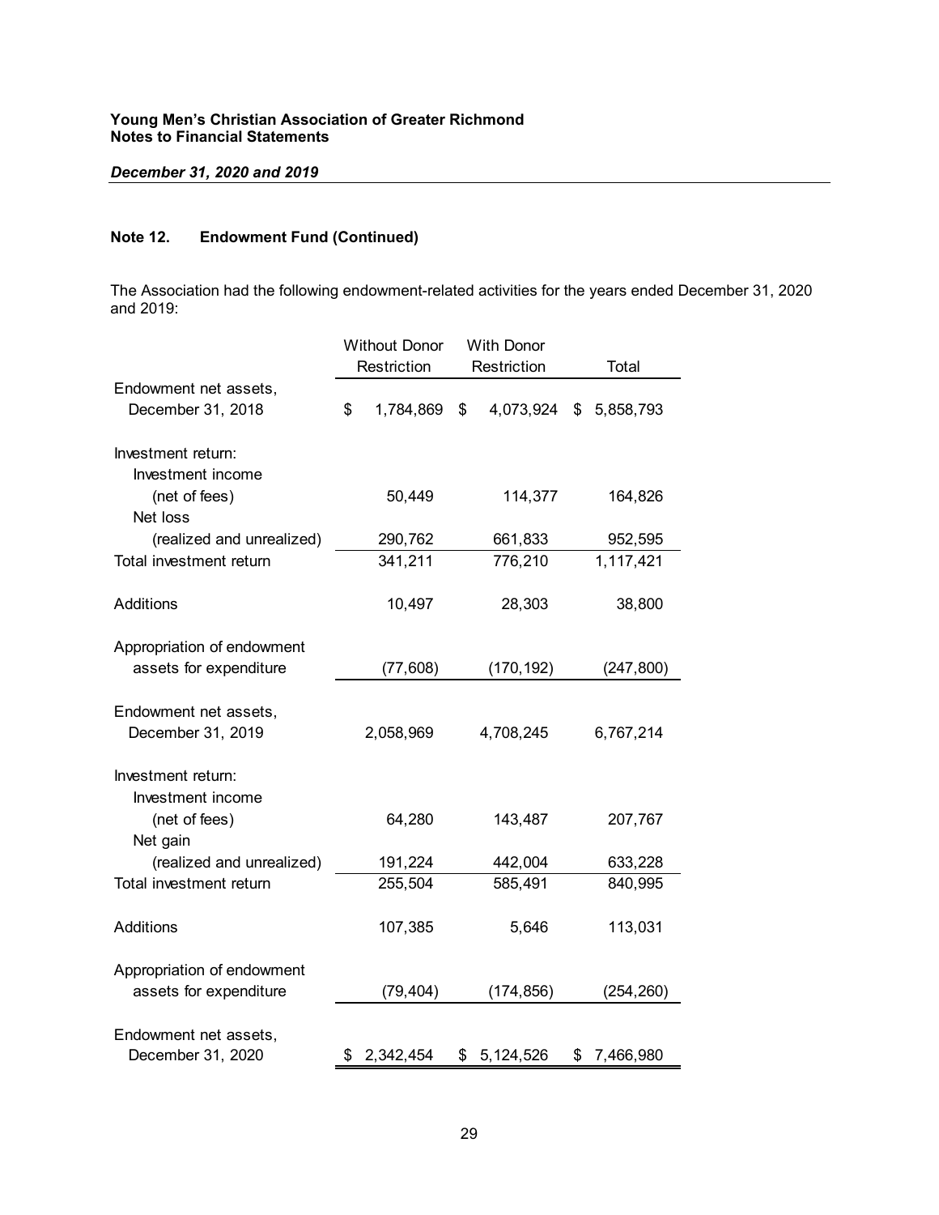Young Men's Christian Association of Greater Richmond
Notes to Financial Statements

*December 31, 2020 and 2019*

## Note 12. Endowment Fund (Continued)

The Association had the following endowment-related activities for the years ended December 31, 2020 and 2019:

| | Without Donor Restriction | With Donor Restriction | Total |
|---|---|---|---|
| Endowment net assets, December 31, 2018 | $ 1,784,869 | $ 4,073,924 | $ 5,858,793 |
| Investment return: | | | |
| Investment income (net of fees) | 50,449 | 114,377 | 164,826 |
| Net loss (realized and unrealized) | 290,762 | 661,833 | 952,595 |
| Total investment return | 341,211 | 776,210 | 1,117,421 |
| Additions | 10,497 | 28,303 | 38,800 |
| Appropriation of endowment assets for expenditure | (77,608) | (170,192) | (247,800) |
| Endowment net assets, December 31, 2019 | 2,058,969 | 4,708,245 | 6,767,214 |
| Investment return: | | | |
| Investment income (net of fees) | 64,280 | 143,487 | 207,767 |
| Net gain (realized and unrealized) | 191,224 | 442,004 | 633,228 |
| Total investment return | 255,504 | 585,491 | 840,995 |
| Additions | 107,385 | 5,646 | 113,031 |
| Appropriation of endowment assets for expenditure | (79,404) | (174,856) | (254,260) |
| Endowment net assets, December 31, 2020 | $ 2,342,454 | $ 5,124,526 | $ 7,466,980 |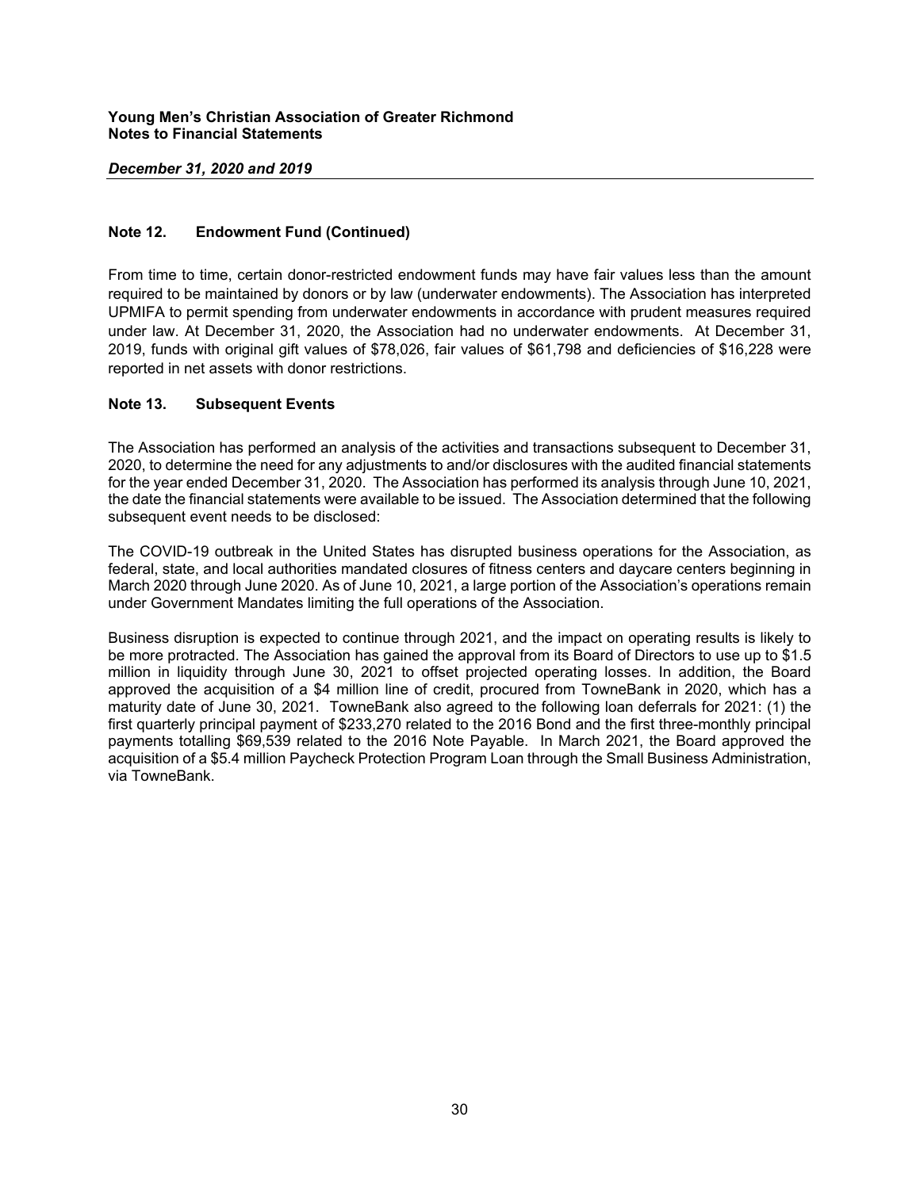## Note 12. Endowment Fund (Continued)

From time to time, certain donor-restricted endowment funds may have fair values less than the amount required to be maintained by donors or by law (underwater endowments). The Association has interpreted UPMIFA to permit spending from underwater endowments in accordance with prudent measures required under law. At December 31, 2020, the Association had no underwater endowments. At December 31, 2019, funds with original gift values of $78,026, fair values of $61,798 and deficiencies of $16,228 were reported in net assets with donor restrictions.

## Note 13. Subsequent Events

The Association has performed an analysis of the activities and transactions subsequent to December 31, 2020, to determine the need for any adjustments to and/or disclosures with the audited financial statements for the year ended December 31, 2020. The Association has performed its analysis through June 10, 2021, the date the financial statements were available to be issued. The Association determined that the following subsequent event needs to be disclosed:

The COVID-19 outbreak in the United States has disrupted business operations for the Association, as federal, state, and local authorities mandated closures of fitness centers and daycare centers beginning in March 2020 through June 2020. As of June 10, 2021, a large portion of the Association's operations remain under Government Mandates limiting the full operations of the Association.

Business disruption is expected to continue through 2021, and the impact on operating results is likely to be more protracted. The Association has gained the approval from its Board of Directors to use up to $1.5 million in liquidity through June 30, 2021 to offset projected operating losses. In addition, the Board approved the acquisition of a $4 million line of credit, procured from TowneBank in 2020, which has a maturity date of June 30, 2021. TowneBank also agreed to the following loan deferrals for 2021: (1) the first quarterly principal payment of $233,270 related to the 2016 Bond and the first three-monthly principal payments totalling $69,539 related to the 2016 Note Payable. In March 2021, the Board approved the acquisition of a $5.4 million Paycheck Protection Program Loan through the Small Business Administration, via TowneBank.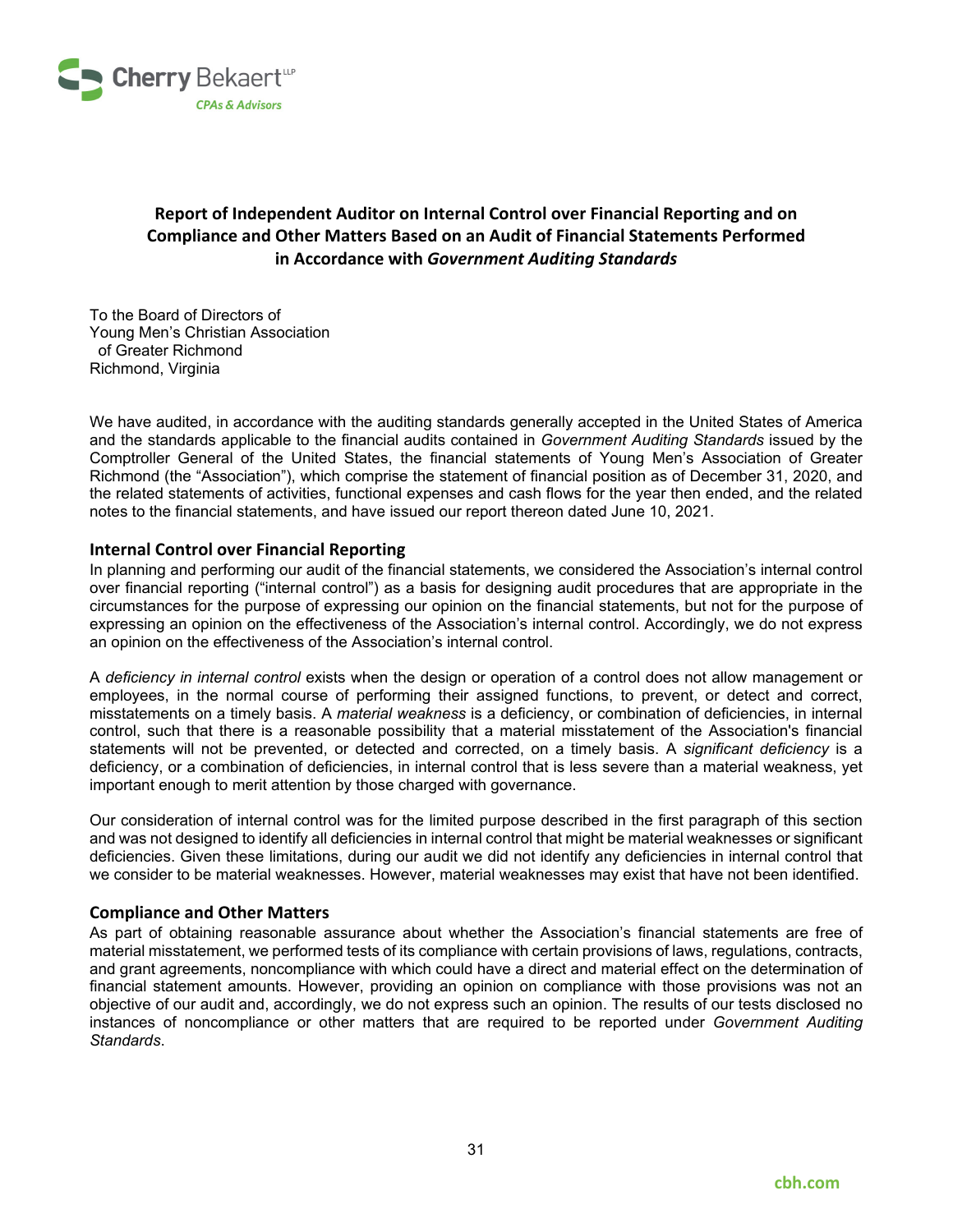# Report of Independent Auditor on Internal Control over Financial Reporting and on Compliance and Other Matters Based on an Audit of Financial Statements Performed in Accordance with *Government Auditing Standards*

To the Board of Directors of
Young Men's Christian Association
of Greater Richmond
Richmond, Virginia

We have audited, in accordance with the auditing standards generally accepted in the United States of America and the standards applicable to the financial audits contained in *Government Auditing Standards* issued by the Comptroller General of the United States, the financial statements of Young Men's Association of Greater Richmond (the "Association"), which comprise the statement of financial position as of December 31, 2020, and the related statements of activities, functional expenses and cash flows for the year then ended, and the related notes to the financial statements, and have issued our report thereon dated June 10, 2021.

## Internal Control over Financial Reporting

In planning and performing our audit of the financial statements, we considered the Association's internal control over financial reporting ("internal control") as a basis for designing audit procedures that are appropriate in the circumstances for the purpose of expressing our opinion on the financial statements, but not for the purpose of expressing an opinion on the effectiveness of the Association's internal control. Accordingly, we do not express an opinion on the effectiveness of the Association's internal control.

A *deficiency in internal control* exists when the design or operation of a control does not allow management or employees, in the normal course of performing their assigned functions, to prevent, or detect and correct, misstatements on a timely basis. A *material weakness* is a deficiency, or combination of deficiencies, in internal control, such that there is a reasonable possibility that a material misstatement of the Association's financial statements will not be prevented, or detected and corrected, on a timely basis. A *significant deficiency* is a deficiency, or a combination of deficiencies, in internal control that is less severe than a material weakness, yet important enough to merit attention by those charged with governance.

Our consideration of internal control was for the limited purpose described in the first paragraph of this section and was not designed to identify all deficiencies in internal control that might be material weaknesses or significant deficiencies. Given these limitations, during our audit we did not identify any deficiencies in internal control that we consider to be material weaknesses. However, material weaknesses may exist that have not been identified.

## Compliance and Other Matters

As part of obtaining reasonable assurance about whether the Association's financial statements are free of material misstatement, we performed tests of its compliance with certain provisions of laws, regulations, contracts, and grant agreements, noncompliance with which could have a direct and material effect on the determination of financial statement amounts. However, providing an opinion on compliance with those provisions was not an objective of our audit and, accordingly, we do not express such an opinion. The results of our tests disclosed no instances of noncompliance or other matters that are required to be reported under *Government Auditing Standards*.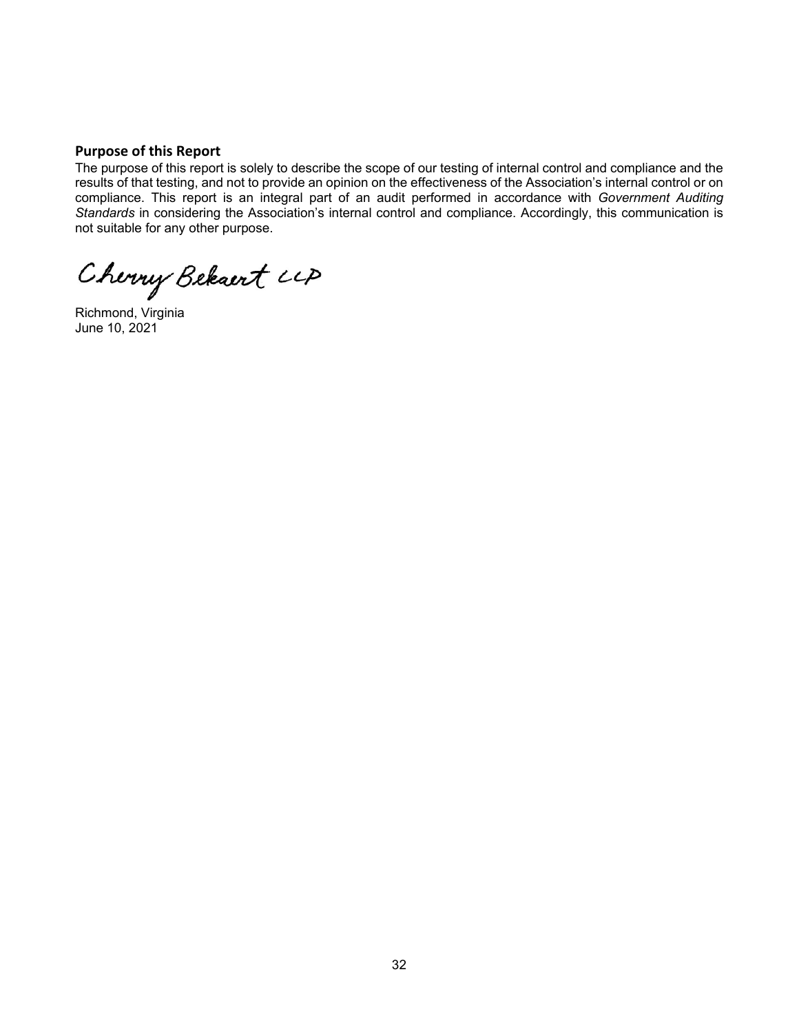## Purpose of this Report

The purpose of this report is solely to describe the scope of our testing of internal control and compliance and the results of that testing, and not to provide an opinion on the effectiveness of the Association's internal control or on compliance. This report is an integral part of an audit performed in accordance with *Government Auditing Standards* in considering the Association's internal control and compliance. Accordingly, this communication is not suitable for any other purpose.

Cherry Bekaert LLP

Richmond, Virginia
June 10, 2021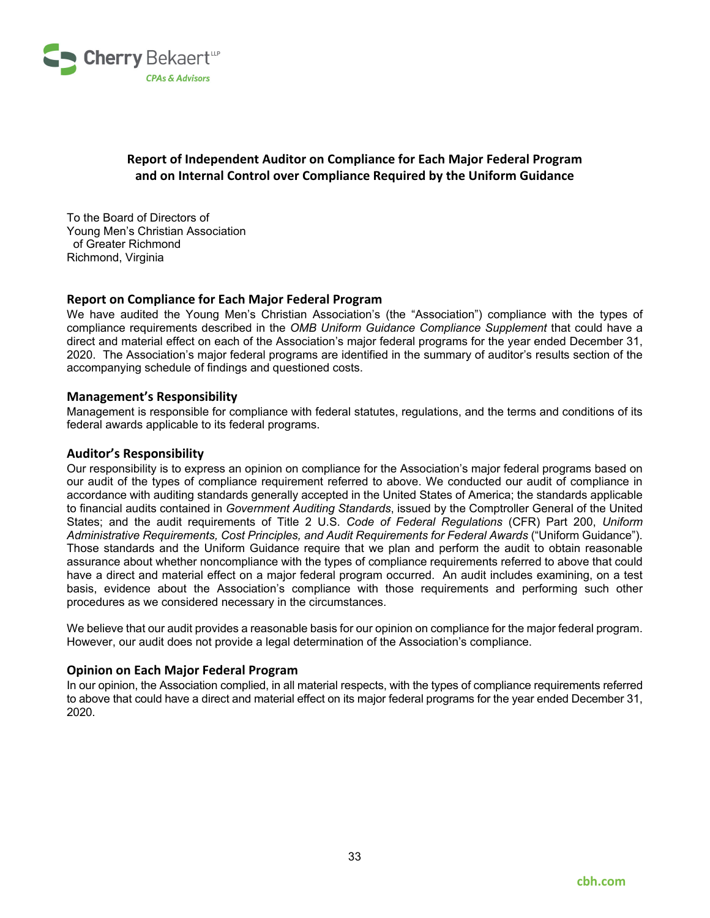Cherry Bekaert LLP
CPAs & Advisors

## Report of Independent Auditor on Compliance for Each Major Federal Program and on Internal Control over Compliance Required by the Uniform Guidance

To the Board of Directors of
Young Men's Christian Association
of Greater Richmond
Richmond, Virginia

### Report on Compliance for Each Major Federal Program

We have audited the Young Men's Christian Association's (the "Association") compliance with the types of compliance requirements described in the *OMB Uniform Guidance Compliance Supplement* that could have a direct and material effect on each of the Association's major federal programs for the year ended December 31, 2020. The Association's major federal programs are identified in the summary of auditor's results section of the accompanying schedule of findings and questioned costs.

### Management's Responsibility

Management is responsible for compliance with federal statutes, regulations, and the terms and conditions of its federal awards applicable to its federal programs.

### Auditor's Responsibility

Our responsibility is to express an opinion on compliance for the Association's major federal programs based on our audit of the types of compliance requirement referred to above. We conducted our audit of compliance in accordance with auditing standards generally accepted in the United States of America; the standards applicable to financial audits contained in *Government Auditing Standards*, issued by the Comptroller General of the United States; and the audit requirements of Title 2 U.S. *Code of Federal Regulations* (CFR) Part 200, *Uniform Administrative Requirements, Cost Principles, and Audit Requirements for Federal Awards* ("Uniform Guidance"). Those standards and the Uniform Guidance require that we plan and perform the audit to obtain reasonable assurance about whether noncompliance with the types of compliance requirements referred to above that could have a direct and material effect on a major federal program occurred. An audit includes examining, on a test basis, evidence about the Association's compliance with those requirements and performing such other procedures as we considered necessary in the circumstances.

We believe that our audit provides a reasonable basis for our opinion on compliance for the major federal program. However, our audit does not provide a legal determination of the Association's compliance.

### Opinion on Each Major Federal Program

In our opinion, the Association complied, in all material respects, with the types of compliance requirements referred to above that could have a direct and material effect on its major federal programs for the year ended December 31, 2020.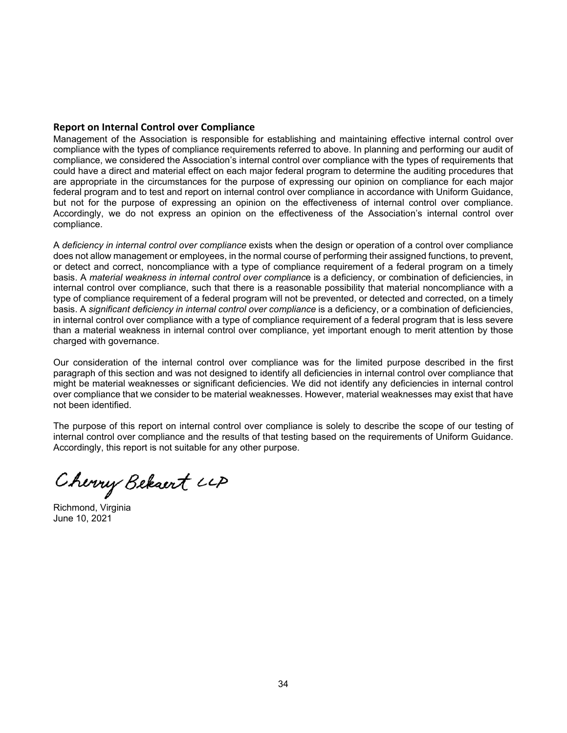### Report on Internal Control over Compliance

Management of the Association is responsible for establishing and maintaining effective internal control over compliance with the types of compliance requirements referred to above. In planning and performing our audit of compliance, we considered the Association's internal control over compliance with the types of requirements that could have a direct and material effect on each major federal program to determine the auditing procedures that are appropriate in the circumstances for the purpose of expressing our opinion on compliance for each major federal program and to test and report on internal control over compliance in accordance with Uniform Guidance, but not for the purpose of expressing an opinion on the effectiveness of internal control over compliance. Accordingly, we do not express an opinion on the effectiveness of the Association's internal control over compliance.

A *deficiency in internal control over compliance* exists when the design or operation of a control over compliance does not allow management or employees, in the normal course of performing their assigned functions, to prevent, or detect and correct, noncompliance with a type of compliance requirement of a federal program on a timely basis. A *material weakness in internal control over compliance* is a deficiency, or combination of deficiencies, in internal control over compliance, such that there is a reasonable possibility that material noncompliance with a type of compliance requirement of a federal program will not be prevented, or detected and corrected, on a timely basis. A *significant deficiency in internal control over compliance* is a deficiency, or a combination of deficiencies, in internal control over compliance with a type of compliance requirement of a federal program that is less severe than a material weakness in internal control over compliance, yet important enough to merit attention by those charged with governance.

Our consideration of the internal control over compliance was for the limited purpose described in the first paragraph of this section and was not designed to identify all deficiencies in internal control over compliance that might be material weaknesses or significant deficiencies. We did not identify any deficiencies in internal control over compliance that we consider to be material weaknesses. However, material weaknesses may exist that have not been identified.

The purpose of this report on internal control over compliance is solely to describe the scope of our testing of internal control over compliance and the results of that testing based on the requirements of Uniform Guidance. Accordingly, this report is not suitable for any other purpose.

Cherry Bekaert LLP

Richmond, Virginia
June 10, 2021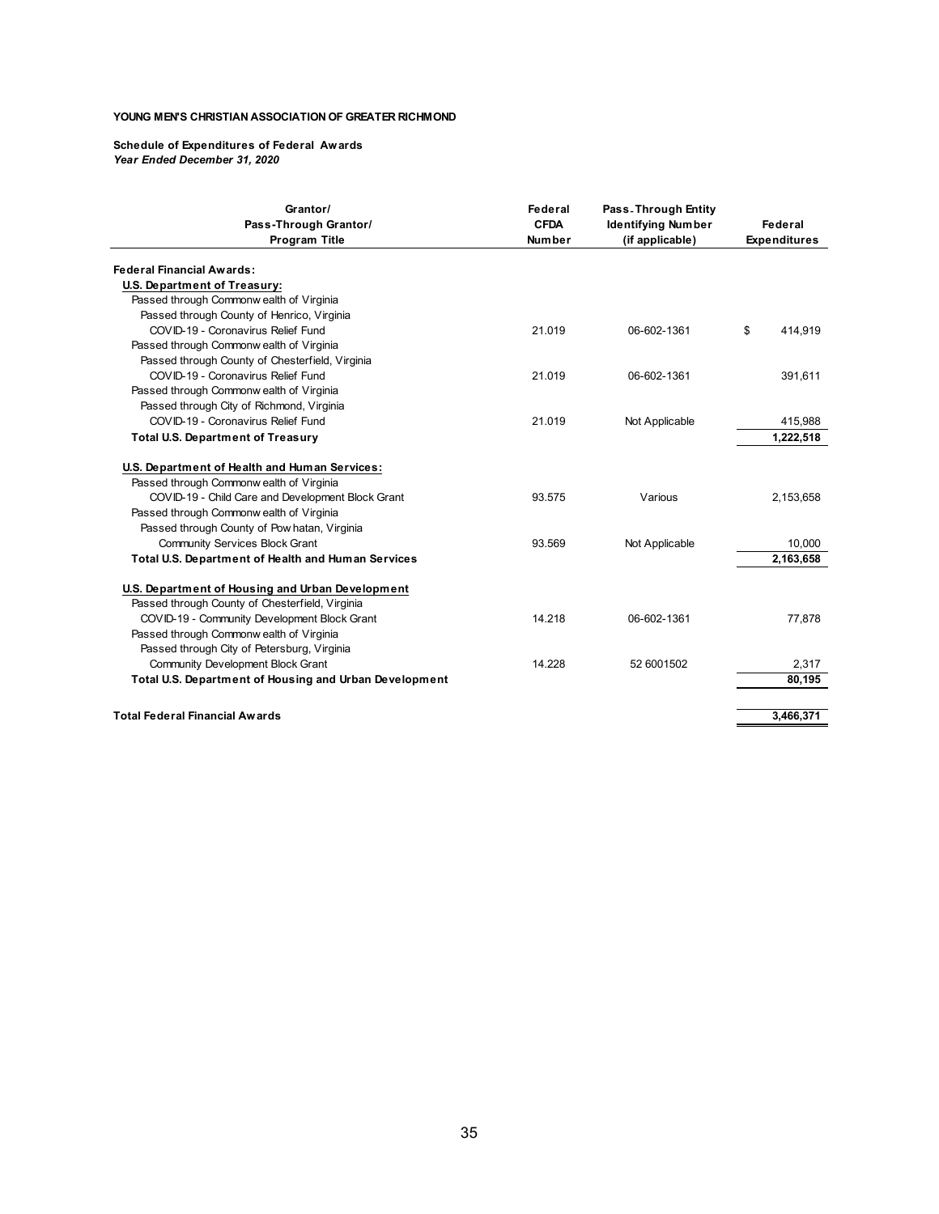**YOUNG MEN'S CHRISTIAN ASSOCIATION OF GREATER RICHMOND**

**Schedule of Expenditures of Federal Awards**
***Year Ended December 31, 2020***

| Grantor/<br>Pass-Through Grantor/<br>Program Title | Federal<br>CFDA<br>Number | Pass-Through Entity<br>Identifying Number<br>(if applicable) | Federal<br>Expenditures |
|---|---|---|---|
| **Federal Financial Awards:** | | | |
| **U.S. Department of Treasury:** | | | |
| Passed through Commonwealth of Virginia | | | |
| Passed through County of Henrico, Virginia | | | |
| COVID-19 - Coronavirus Relief Fund | 21.019 | 06-602-1361 | $ 414,919 |
| Passed through Commonwealth of Virginia | | | |
| Passed through County of Chesterfield, Virginia | | | |
| COVID-19 - Coronavirus Relief Fund | 21.019 | 06-602-1361 | 391,611 |
| Passed through Commonwealth of Virginia | | | |
| Passed through City of Richmond, Virginia | | | |
| COVID-19 - Coronavirus Relief Fund | 21.019 | Not Applicable | 415,988 |
| **Total U.S. Department of Treasury** | | | **1,222,518** |
| **U.S. Department of Health and Human Services:** | | | |
| Passed through Commonwealth of Virginia | | | |
| COVID-19 - Child Care and Development Block Grant | 93.575 | Various | 2,153,658 |
| Passed through Commonwealth of Virginia | | | |
| Passed through County of Powhatan, Virginia | | | |
| Community Services Block Grant | 93.569 | Not Applicable | 10,000 |
| **Total U.S. Department of Health and Human Services** | | | **2,163,658** |
| **U.S. Department of Housing and Urban Development** | | | |
| Passed through County of Chesterfield, Virginia | | | |
| COVID-19 - Community Development Block Grant | 14.218 | 06-602-1361 | 77,878 |
| Passed through Commonwealth of Virginia | | | |
| Passed through City of Petersburg, Virginia | | | |
| Community Development Block Grant | 14.228 | 52 6001502 | 2,317 |
| **Total U.S. Department of Housing and Urban Development** | | | **80,195** |
| **Total Federal Financial Awards** | | | **3,466,371** |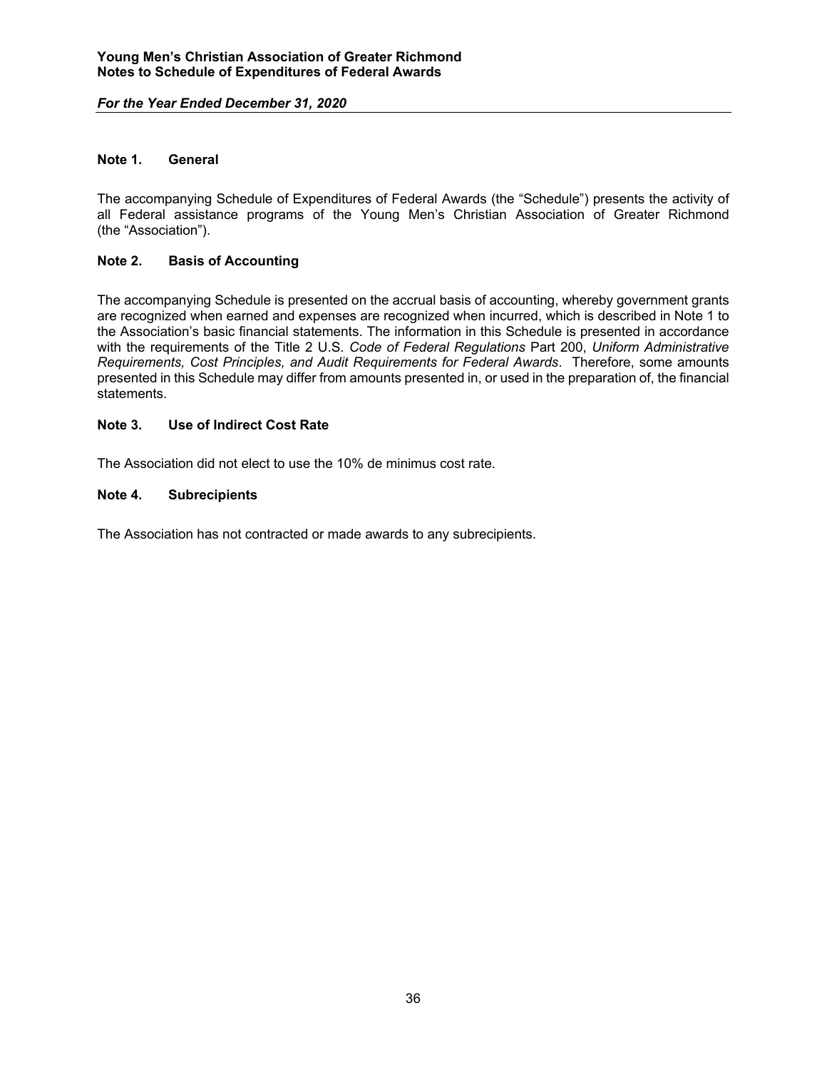**Young Men's Christian Association of Greater Richmond**
**Notes to Schedule of Expenditures of Federal Awards**

***For the Year Ended December 31, 2020***

## Note 1. General

The accompanying Schedule of Expenditures of Federal Awards (the "Schedule") presents the activity of all Federal assistance programs of the Young Men's Christian Association of Greater Richmond (the "Association").

## Note 2. Basis of Accounting

The accompanying Schedule is presented on the accrual basis of accounting, whereby government grants are recognized when earned and expenses are recognized when incurred, which is described in Note 1 to the Association's basic financial statements. The information in this Schedule is presented in accordance with the requirements of the Title 2 U.S. *Code of Federal Regulations* Part 200, *Uniform Administrative Requirements, Cost Principles, and Audit Requirements for Federal Awards*. Therefore, some amounts presented in this Schedule may differ from amounts presented in, or used in the preparation of, the financial statements.

## Note 3. Use of Indirect Cost Rate

The Association did not elect to use the 10% de minimus cost rate.

## Note 4. Subrecipients

The Association has not contracted or made awards to any subrecipients.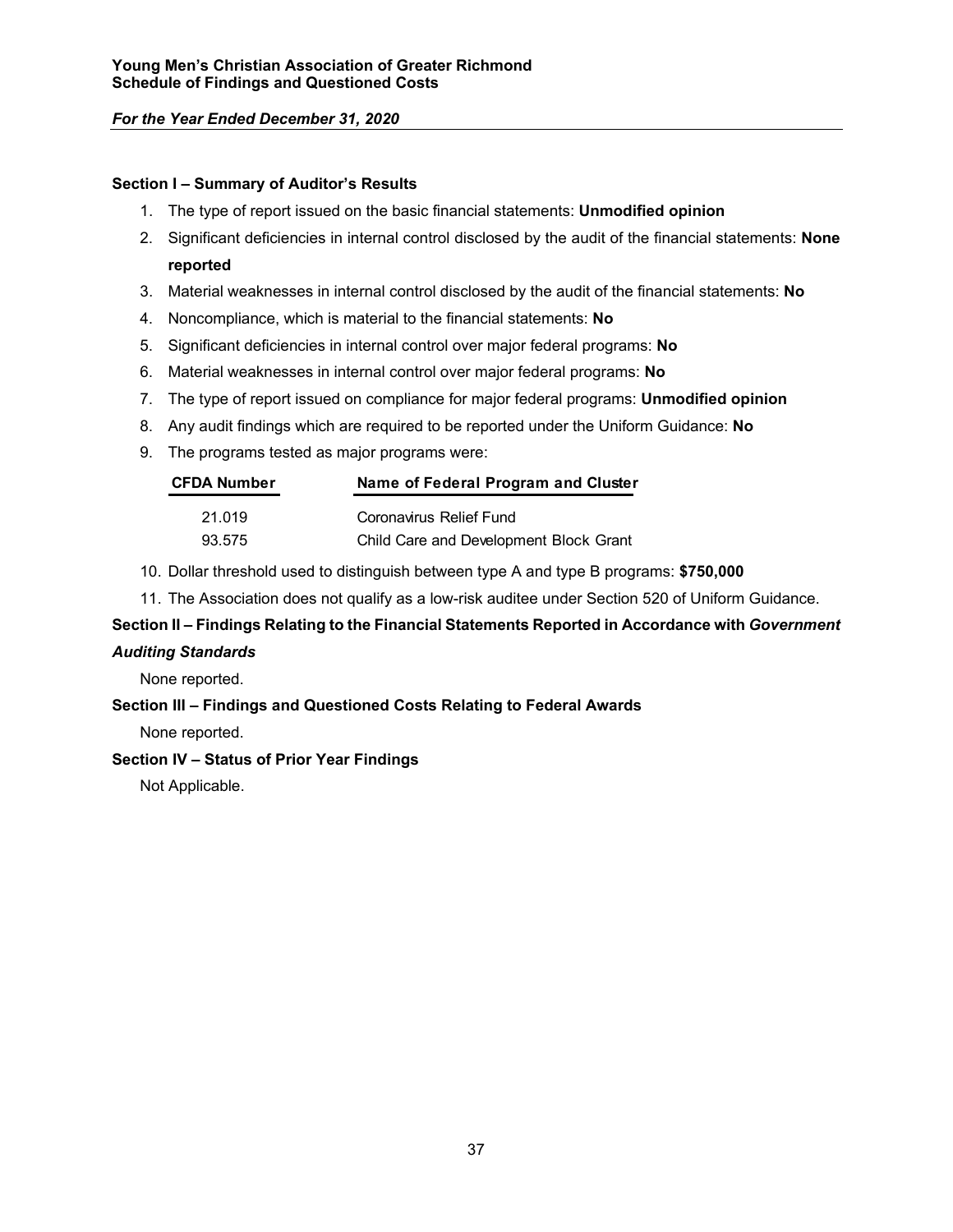**Young Men's Christian Association of Greater Richmond**
**Schedule of Findings and Questioned Costs**

***For the Year Ended December 31, 2020***

### Section I – Summary of Auditor's Results

1. The type of report issued on the basic financial statements: **Unmodified opinion**
2. Significant deficiencies in internal control disclosed by the audit of the financial statements: **None reported**
3. Material weaknesses in internal control disclosed by the audit of the financial statements: **No**
4. Noncompliance, which is material to the financial statements: **No**
5. Significant deficiencies in internal control over major federal programs: **No**
6. Material weaknesses in internal control over major federal programs: **No**
7. The type of report issued on compliance for major federal programs: **Unmodified opinion**
8. Any audit findings which are required to be reported under the Uniform Guidance: **No**
9. The programs tested as major programs were:

| CFDA Number | Name of Federal Program and Cluster |
|---|---|
| 21.019 | Coronavirus Relief Fund |
| 93.575 | Child Care and Development Block Grant |

10. Dollar threshold used to distinguish between type A and type B programs: **$750,000**
11. The Association does not qualify as a low-risk auditee under Section 520 of Uniform Guidance.

### Section II – Findings Relating to the Financial Statements Reported in Accordance with *Government Auditing Standards*

None reported.

### Section III – Findings and Questioned Costs Relating to Federal Awards

None reported.

### Section IV – Status of Prior Year Findings

Not Applicable.